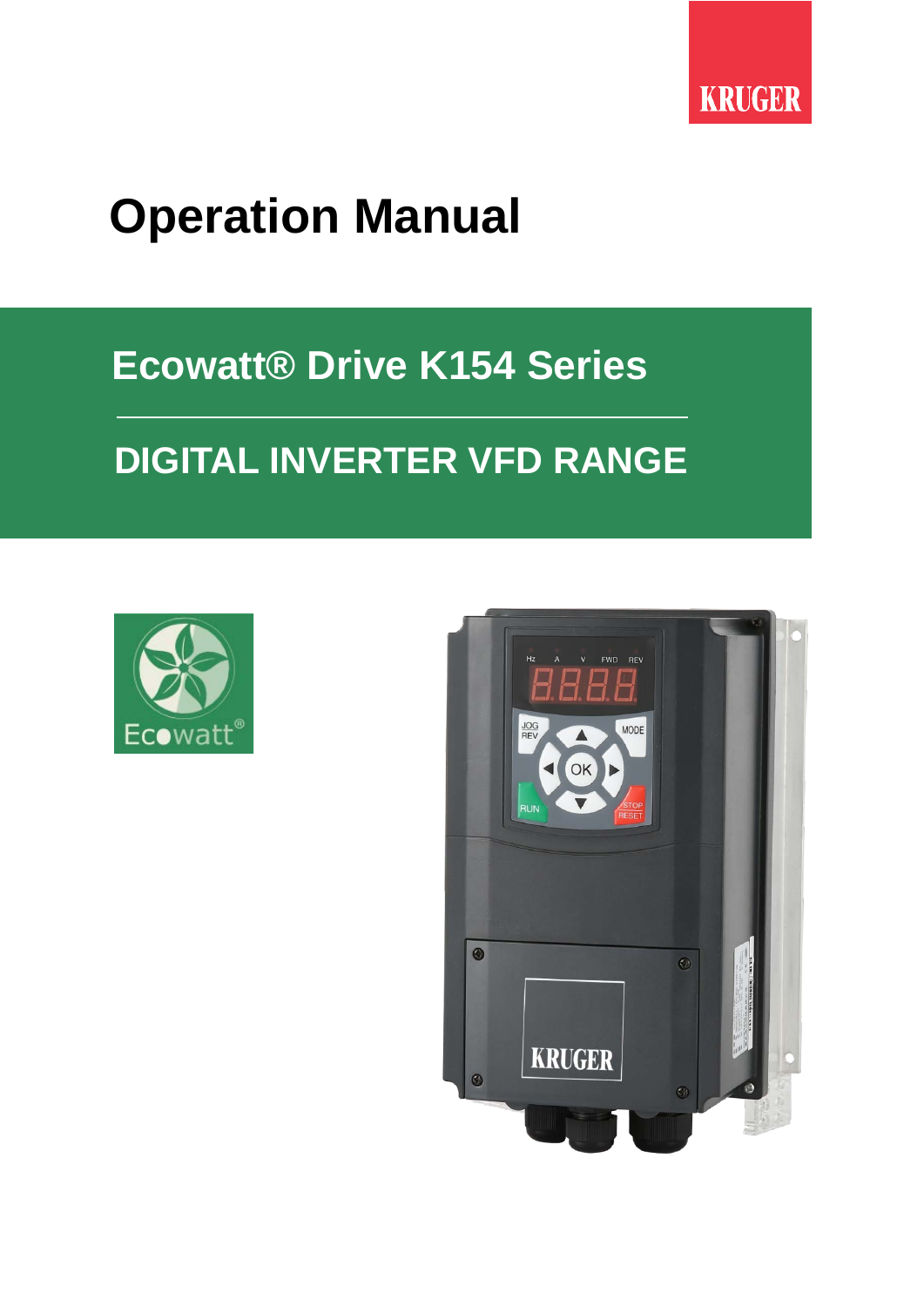KRUGER

# Operation Manual

## Ecowatt® Drive K154 Series

## DIGITAL INVERTER VFD RANGE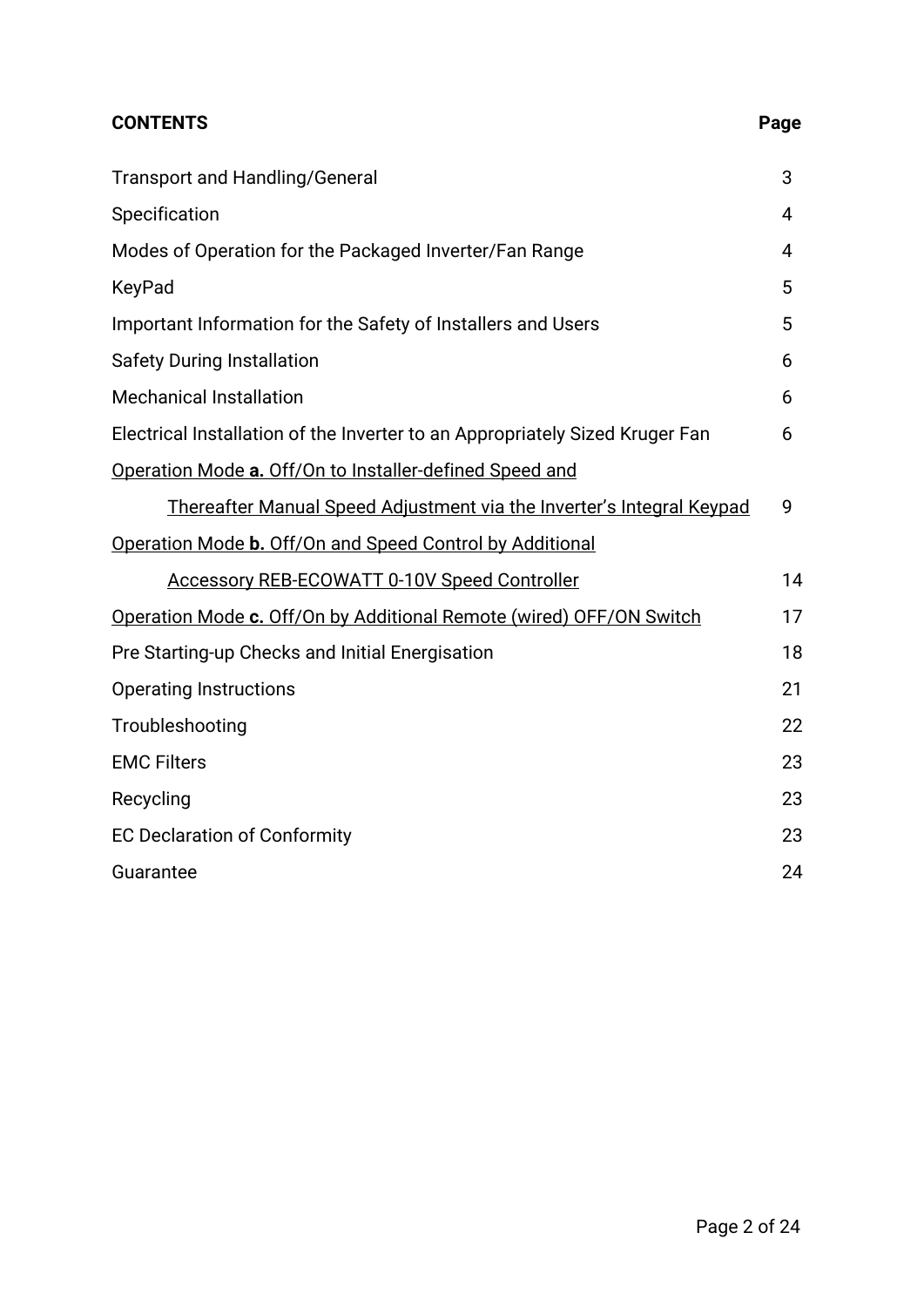| **CONTENTS** | **Page** |
|---|---|
| Transport and Handling/General | 3 |
| Specification | 4 |
| Modes of Operation for the Packaged Inverter/Fan Range | 4 |
| KeyPad | 5 |
| Important Information for the Safety of Installers and Users | 5 |
| Safety During Installation | 6 |
| Mechanical Installation | 6 |
| Electrical Installation of the Inverter to an Appropriately Sized Kruger Fan | 6 |
| <u>Operation Mode **a.** Off/On to Installer-defined Speed and Thereafter Manual Speed Adjustment via the Inverter's Integral Keypad</u> | 9 |
| <u>Operation Mode **b.** Off/On and Speed Control by Additional Accessory REB-ECOWATT 0-10V Speed Controller</u> | 14 |
| <u>Operation Mode **c.** Off/On by Additional Remote (wired) OFF/ON Switch</u> | 17 |
| Pre Starting-up Checks and Initial Energisation | 18 |
| Operating Instructions | 21 |
| Troubleshooting | 22 |
| EMC Filters | 23 |
| Recycling | 23 |
| EC Declaration of Conformity | 23 |
| Guarantee | 24 |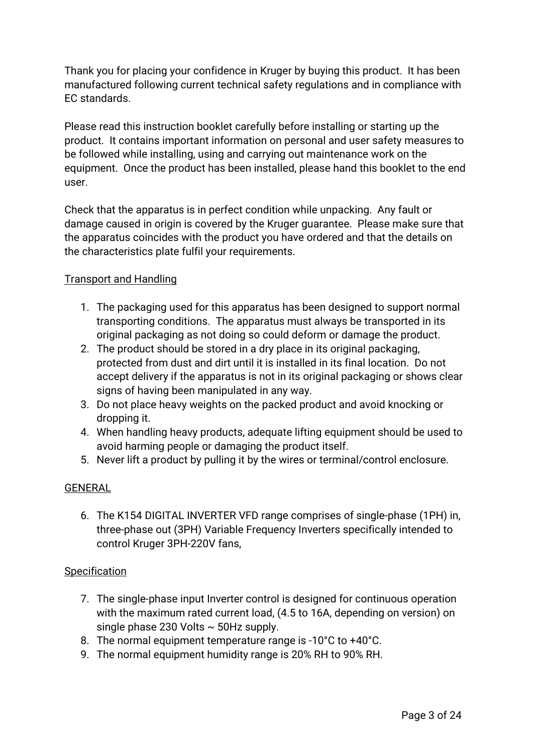Thank you for placing your confidence in Kruger by buying this product. It has been manufactured following current technical safety regulations and in compliance with EC standards.

Please read this instruction booklet carefully before installing or starting up the product. It contains important information on personal and user safety measures to be followed while installing, using and carrying out maintenance work on the equipment. Once the product has been installed, please hand this booklet to the end user.

Check that the apparatus is in perfect condition while unpacking. Any fault or damage caused in origin is covered by the Kruger guarantee. Please make sure that the apparatus coincides with the product you have ordered and that the details on the characteristics plate fulfil your requirements.

<u>Transport and Handling</u>

1. The packaging used for this apparatus has been designed to support normal transporting conditions. The apparatus must always be transported in its original packaging as not doing so could deform or damage the product.
2. The product should be stored in a dry place in its original packaging, protected from dust and dirt until it is installed in its final location. Do not accept delivery if the apparatus is not in its original packaging or shows clear signs of having been manipulated in any way.
3. Do not place heavy weights on the packed product and avoid knocking or dropping it.
4. When handling heavy products, adequate lifting equipment should be used to avoid harming people or damaging the product itself.
5. Never lift a product by pulling it by the wires or terminal/control enclosure.

<u>GENERAL</u>

6. The K154 DIGITAL INVERTER VFD range comprises of single-phase (1PH) in, three-phase out (3PH) Variable Frequency Inverters specifically intended to control Kruger 3PH-220V fans,

<u>Specification</u>

7. The single-phase input Inverter control is designed for continuous operation with the maximum rated current load, (4.5 to 16A, depending on version) on single phase 230 Volts ~ 50Hz supply.
8. The normal equipment temperature range is -10°C to +40°C.
9. The normal equipment humidity range is 20% RH to 90% RH.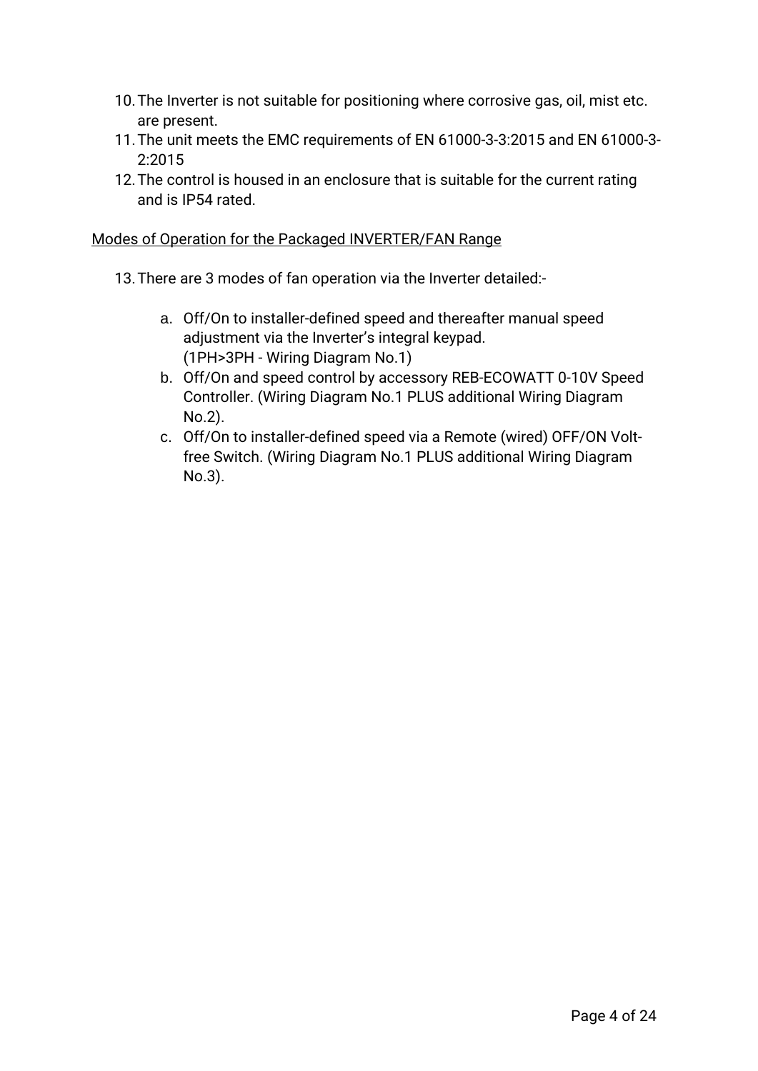10. The Inverter is not suitable for positioning where corrosive gas, oil, mist etc. are present.
11. The unit meets the EMC requirements of EN 61000-3-3:2015 and EN 61000-3-2:2015
12. The control is housed in an enclosure that is suitable for the current rating and is IP54 rated.

Modes of Operation for the Packaged INVERTER/FAN Range

13. There are 3 modes of fan operation via the Inverter detailed:-

    a. Off/On to installer-defined speed and thereafter manual speed adjustment via the Inverter's integral keypad.
    (1PH>3PH - Wiring Diagram No.1)
    b. Off/On and speed control by accessory REB-ECOWATT 0-10V Speed Controller. (Wiring Diagram No.1 PLUS additional Wiring Diagram No.2).
    c. Off/On to installer-defined speed via a Remote (wired) OFF/ON Volt-free Switch. (Wiring Diagram No.1 PLUS additional Wiring Diagram No.3).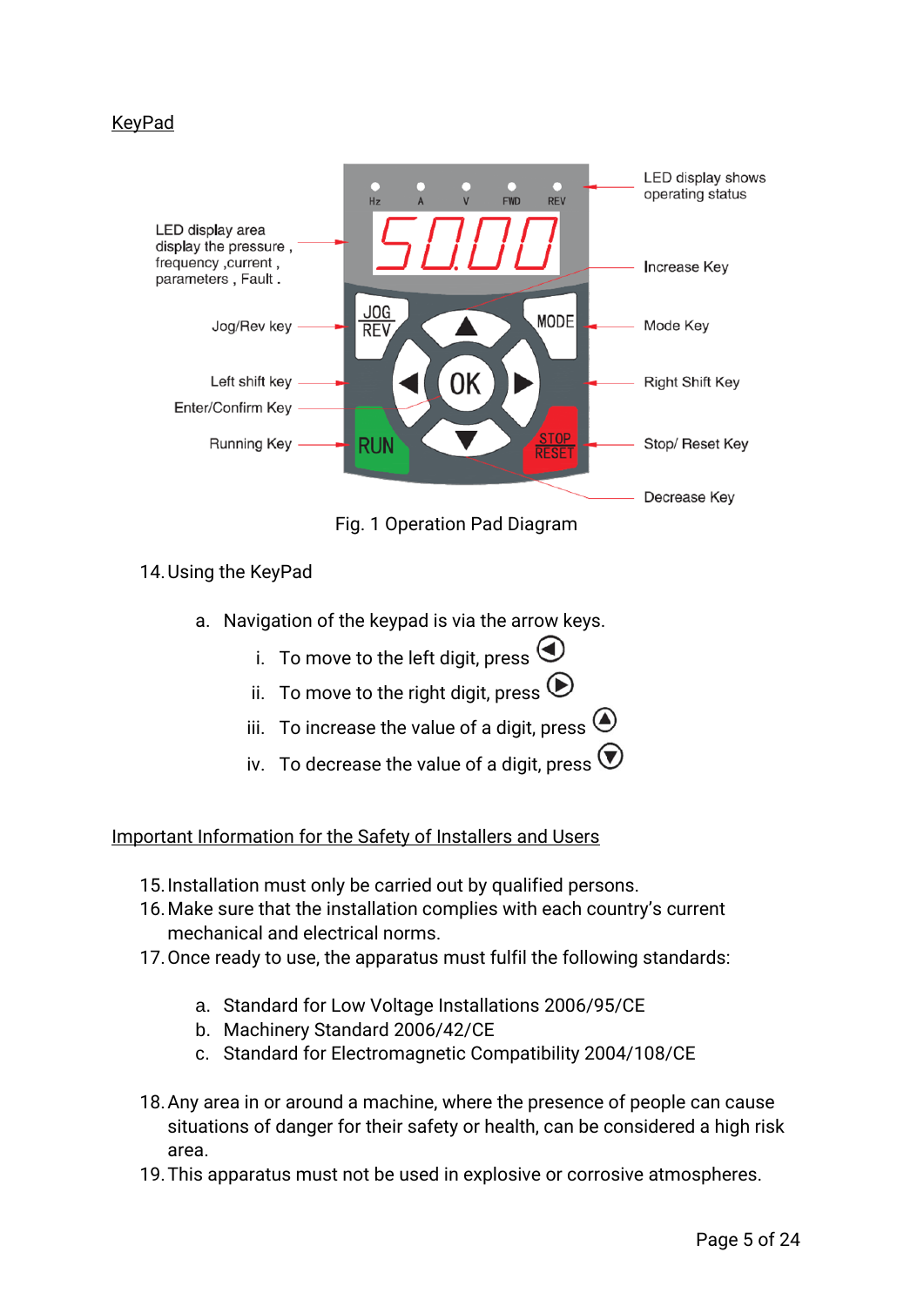## KeyPad

Fig. 1 Operation Pad Diagram

14. Using the KeyPad

    a. Navigation of the keypad is via the arrow keys.

       i. To move to the left digit, press ◀

       ii. To move to the right digit, press ▶

       iii. To increase the value of a digit, press ▲

       iv. To decrease the value of a digit, press ▼

## Important Information for the Safety of Installers and Users

15. Installation must only be carried out by qualified persons.
16. Make sure that the installation complies with each country's current mechanical and electrical norms.
17. Once ready to use, the apparatus must fulfil the following standards:

    a. Standard for Low Voltage Installations 2006/95/CE
    b. Machinery Standard 2006/42/CE
    c. Standard for Electromagnetic Compatibility 2004/108/CE

18. Any area in or around a machine, where the presence of people can cause situations of danger for their safety or health, can be considered a high risk area.
19. This apparatus must not be used in explosive or corrosive atmospheres.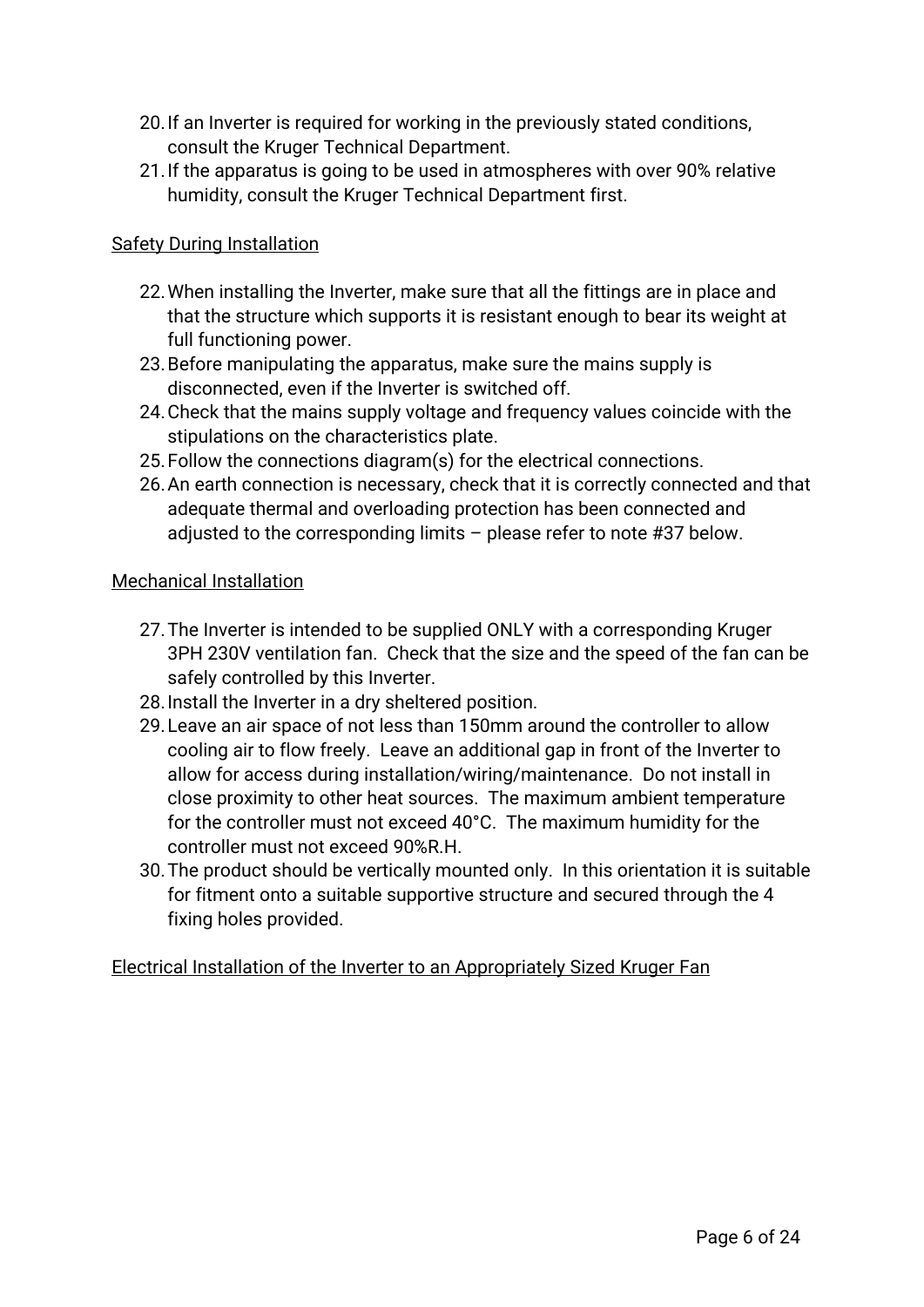20. If an Inverter is required for working in the previously stated conditions, consult the Kruger Technical Department.
21. If the apparatus is going to be used in atmospheres with over 90% relative humidity, consult the Kruger Technical Department first.

Safety During Installation

22. When installing the Inverter, make sure that all the fittings are in place and that the structure which supports it is resistant enough to bear its weight at full functioning power.
23. Before manipulating the apparatus, make sure the mains supply is disconnected, even if the Inverter is switched off.
24. Check that the mains supply voltage and frequency values coincide with the stipulations on the characteristics plate.
25. Follow the connections diagram(s) for the electrical connections.
26. An earth connection is necessary, check that it is correctly connected and that adequate thermal and overloading protection has been connected and adjusted to the corresponding limits – please refer to note #37 below.

Mechanical Installation

27. The Inverter is intended to be supplied ONLY with a corresponding Kruger 3PH 230V ventilation fan. Check that the size and the speed of the fan can be safely controlled by this Inverter.
28. Install the Inverter in a dry sheltered position.
29. Leave an air space of not less than 150mm around the controller to allow cooling air to flow freely. Leave an additional gap in front of the Inverter to allow for access during installation/wiring/maintenance. Do not install in close proximity to other heat sources. The maximum ambient temperature for the controller must not exceed 40°C. The maximum humidity for the controller must not exceed 90%R.H.
30. The product should be vertically mounted only. In this orientation it is suitable for fitment onto a suitable supportive structure and secured through the 4 fixing holes provided.

Electrical Installation of the Inverter to an Appropriately Sized Kruger Fan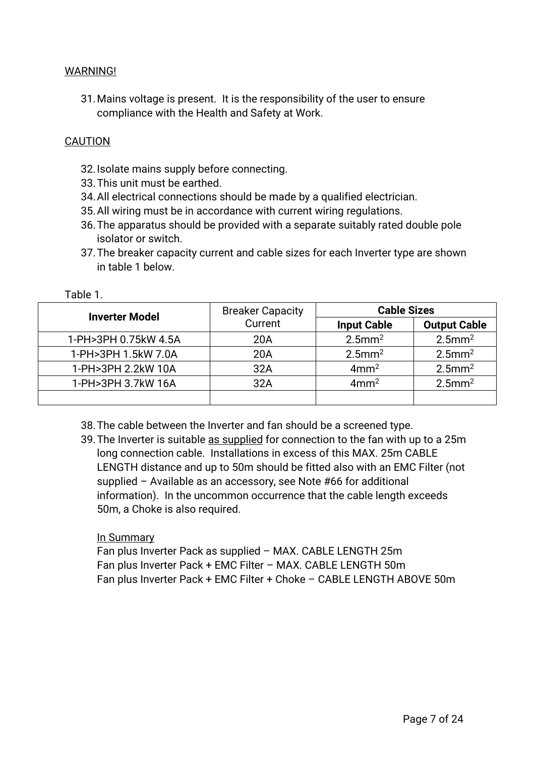WARNING!

31. Mains voltage is present. It is the responsibility of the user to ensure compliance with the Health and Safety at Work.

CAUTION

32. Isolate mains supply before connecting.
33. This unit must be earthed.
34. All electrical connections should be made by a qualified electrician.
35. All wiring must be in accordance with current wiring regulations.
36. The apparatus should be provided with a separate suitably rated double pole isolator or switch.
37. The breaker capacity current and cable sizes for each Inverter type are shown in table 1 below.

Table 1.

| **Inverter Model** | Breaker Capacity Current | **Cable Sizes** | |
|---|---|---|---|
| | | **Input Cable** | **Output Cable** |
| 1-PH>3PH 0.75kW 4.5A | 20A | 2.5mm$^2$ | 2.5mm$^2$ |
| 1-PH>3PH 1.5kW 7.0A | 20A | 2.5mm$^2$ | 2.5mm$^2$ |
| 1-PH>3PH 2.2kW 10A | 32A | 4mm$^2$ | 2.5mm$^2$ |
| 1-PH>3PH 3.7kW 16A | 32A | 4mm$^2$ | 2.5mm$^2$ |
| | | | |

38. The cable between the Inverter and fan should be a screened type.
39. The Inverter is suitable as supplied for connection to the fan with up to a 25m long connection cable. Installations in excess of this MAX. 25m CABLE LENGTH distance and up to 50m should be fitted also with an EMC Filter (not supplied – Available as an accessory, see Note #66 for additional information). In the uncommon occurrence that the cable length exceeds 50m, a Choke is also required.

    In Summary
    Fan plus Inverter Pack as supplied – MAX. CABLE LENGTH 25m
    Fan plus Inverter Pack + EMC Filter – MAX. CABLE LENGTH 50m
    Fan plus Inverter Pack + EMC Filter + Choke – CABLE LENGTH ABOVE 50m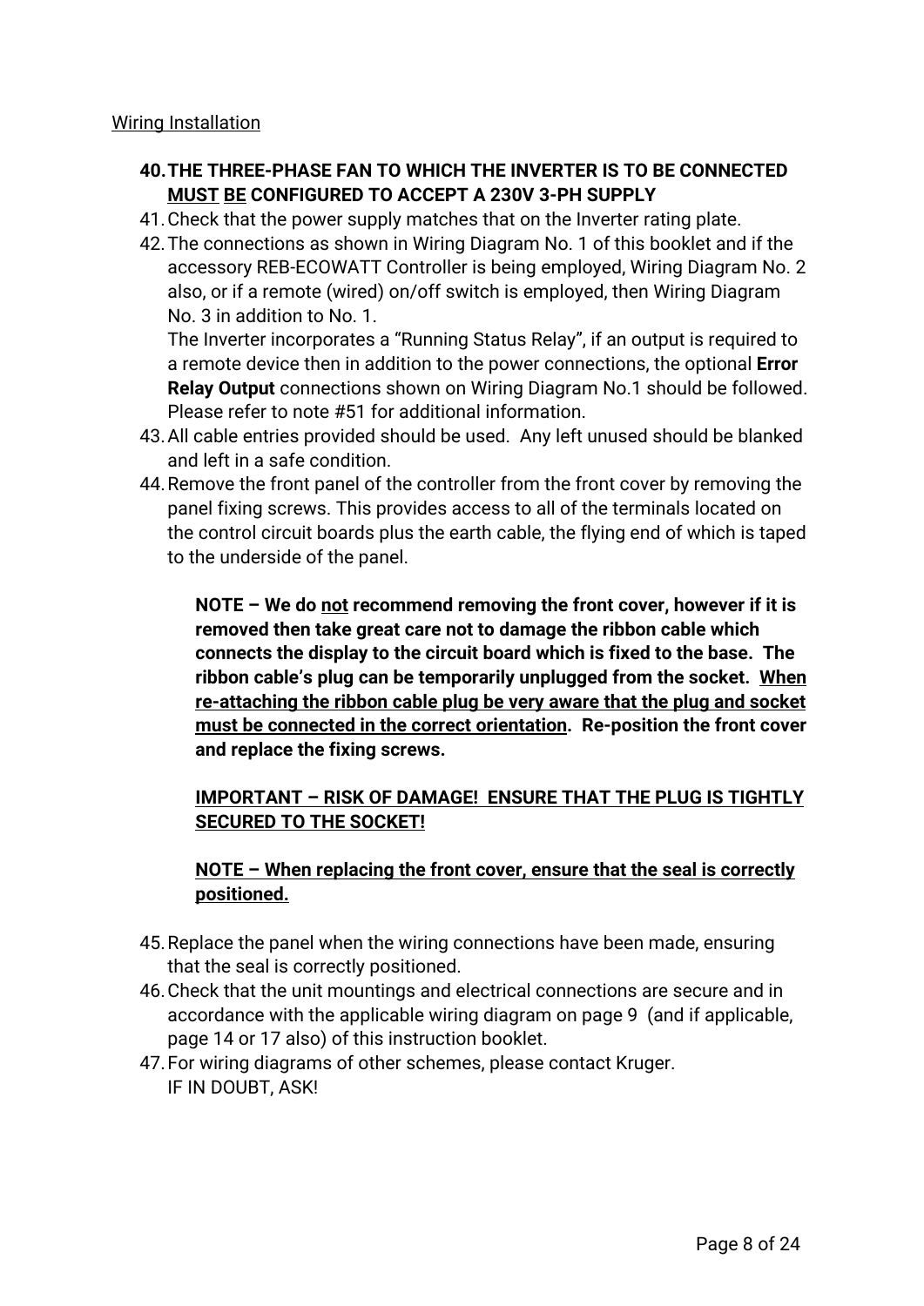<u>Wiring Installation</u>

40. **THE THREE-PHASE FAN TO WHICH THE INVERTER IS TO BE CONNECTED <u>MUST</u> <u>BE</u> CONFIGURED TO ACCEPT A 230V 3-PH SUPPLY**
41. Check that the power supply matches that on the Inverter rating plate.
42. The connections as shown in Wiring Diagram No. 1 of this booklet and if the accessory REB-ECOWATT Controller is being employed, Wiring Diagram No. 2 also, or if a remote (wired) on/off switch is employed, then Wiring Diagram No. 3 in addition to No. 1.
    The Inverter incorporates a "Running Status Relay", if an output is required to a remote device then in addition to the power connections, the optional **Error Relay Output** connections shown on Wiring Diagram No.1 should be followed. Please refer to note #51 for additional information.
43. All cable entries provided should be used. Any left unused should be blanked and left in a safe condition.
44. Remove the front panel of the controller from the front cover by removing the panel fixing screws. This provides access to all of the terminals located on the control circuit boards plus the earth cable, the flying end of which is taped to the underside of the panel.

    **NOTE – We do <u>not</u> recommend removing the front cover, however if it is removed then take great care not to damage the ribbon cable which connects the display to the circuit board which is fixed to the base. The ribbon cable's plug can be temporarily unplugged from the socket. <u>When re-attaching the ribbon cable plug be very aware that the plug and socket must be connected in the correct orientation</u>. Re-position the front cover and replace the fixing screws.**

    **<u>IMPORTANT – RISK OF DAMAGE! ENSURE THAT THE PLUG IS TIGHTLY SECURED TO THE SOCKET!</u>**

    **<u>NOTE – When replacing the front cover, ensure that the seal is correctly positioned.</u>**

45. Replace the panel when the wiring connections have been made, ensuring that the seal is correctly positioned.
46. Check that the unit mountings and electrical connections are secure and in accordance with the applicable wiring diagram on page 9 (and if applicable, page 14 or 17 also) of this instruction booklet.
47. For wiring diagrams of other schemes, please contact Kruger.
    IF IN DOUBT, ASK!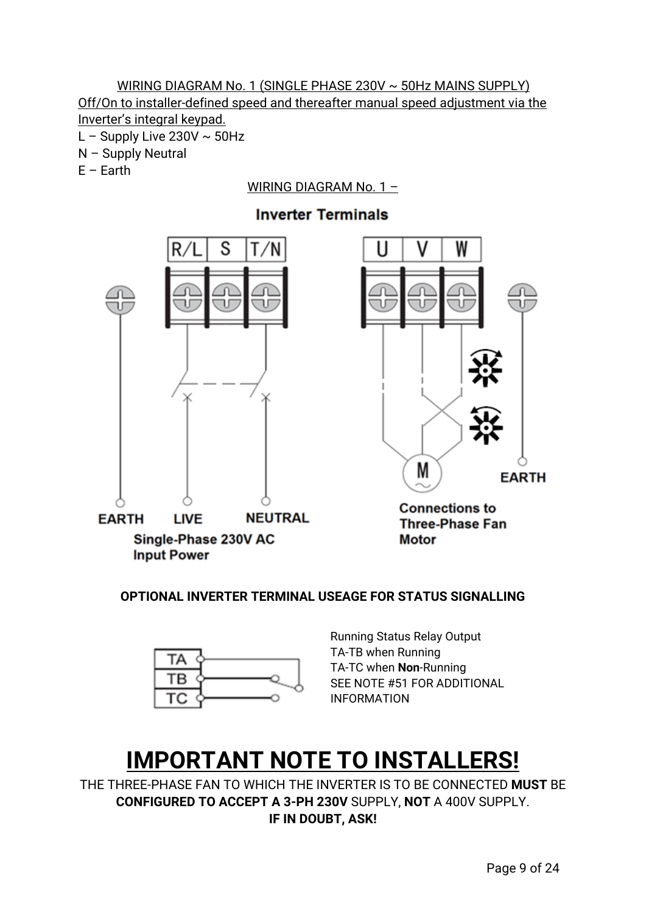WIRING DIAGRAM No. 1 (SINGLE PHASE 230V ~ 50Hz MAINS SUPPLY)

Off/On to installer-defined speed and thereafter manual speed adjustment via the Inverter's integral keypad.

L – Supply Live 230V ~ 50Hz

N – Supply Neutral

E – Earth

WIRING DIAGRAM No. 1 –

Inverter Terminals

R/L S T/N U V W

EARTH LIVE NEUTRAL

Single-Phase 230V AC Input Power

EARTH

Connections to Three-Phase Fan Motor

**OPTIONAL INVERTER TERMINAL USEAGE FOR STATUS SIGNALLING**

TA TB TC

Running Status Relay Output

TA-TB when Running

TA-TC when **Non**-Running

SEE NOTE #51 FOR ADDITIONAL INFORMATION

# IMPORTANT NOTE TO INSTALLERS!

THE THREE-PHASE FAN TO WHICH THE INVERTER IS TO BE CONNECTED **MUST** BE **CONFIGURED TO ACCEPT A 3-PH 230V** SUPPLY, **NOT** A 400V SUPPLY.

**IF IN DOUBT, ASK!**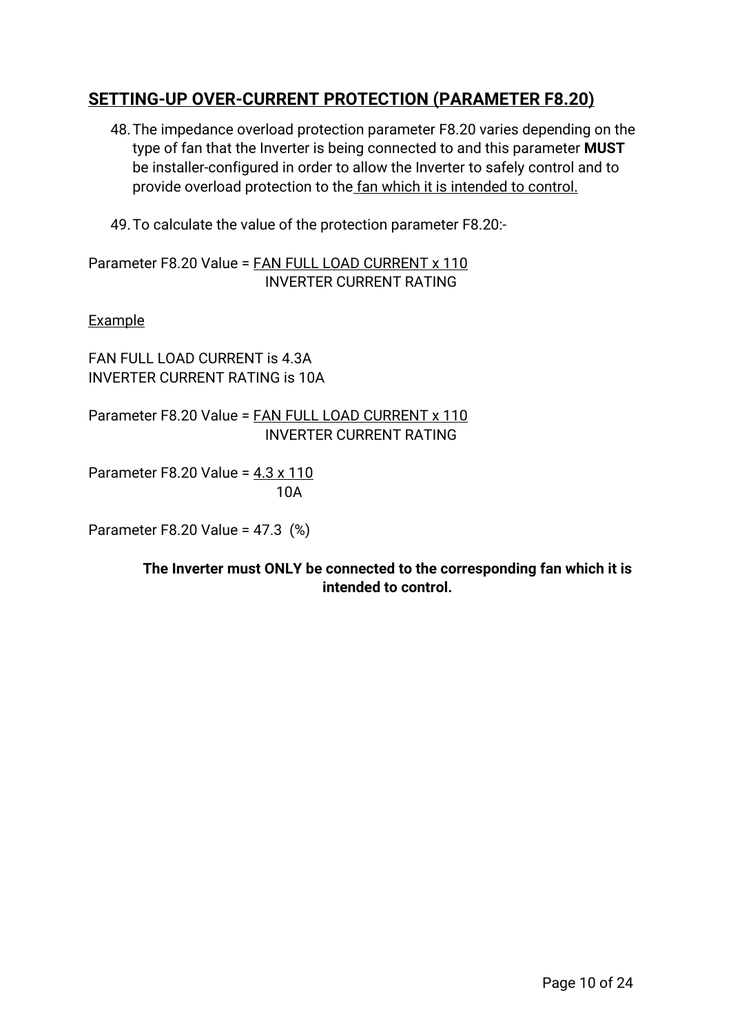## SETTING-UP OVER-CURRENT PROTECTION (PARAMETER F8.20)

48. The impedance overload protection parameter F8.20 varies depending on the type of fan that the Inverter is being connected to and this parameter **MUST** be installer-configured in order to allow the Inverter to safely control and to provide overload protection to the fan which it is intended to control.

49. To calculate the value of the protection parameter F8.20:-

$$\text{Parameter F8.20 Value} = \frac{\text{FAN FULL LOAD CURRENT} \times 110}{\text{INVERTER CURRENT RATING}}$$

Example

FAN FULL LOAD CURRENT is 4.3A
INVERTER CURRENT RATING is 10A

$$\text{Parameter F8.20 Value} = \frac{\text{FAN FULL LOAD CURRENT} \times 110}{\text{INVERTER CURRENT RATING}}$$

$$\text{Parameter F8.20 Value} = \frac{4.3 \times 110}{10\text{A}}$$

Parameter F8.20 Value = 47.3 (%)

**The Inverter must ONLY be connected to the corresponding fan which it is intended to control.**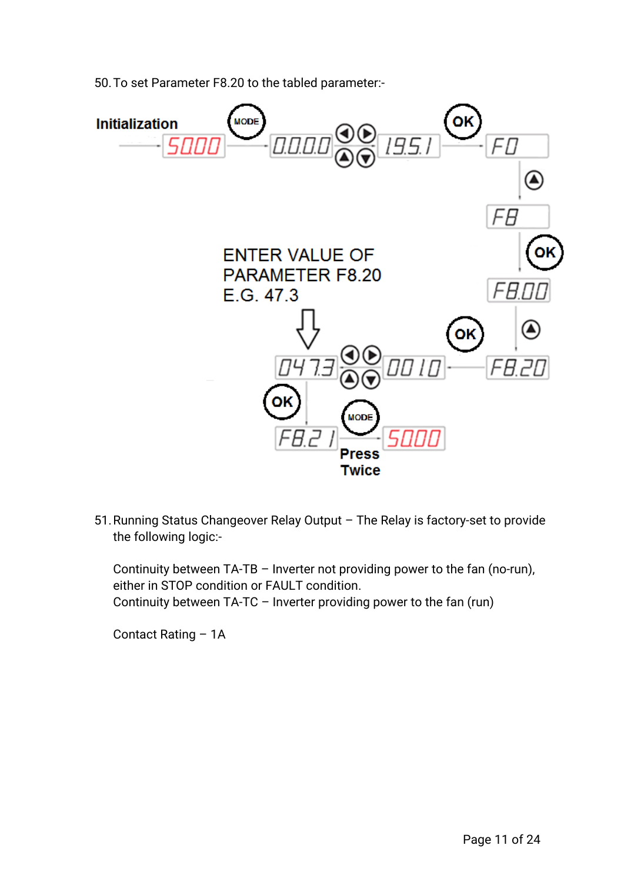50. To set Parameter F8.20 to the tabled parameter:-

Initialization

5000 → MODE → 0.0.0.0 → ◀ ▶ ▲ ▼ → 19.5.1 → OK → F0 → ▲ → F8 → OK → F8.00 → ▲ → F8.20 → OK → 0010 → ◀ ▶ ▲ ▼ → 0473 → OK → F8.21 → MODE (Press Twice) → 5000

ENTER VALUE OF PARAMETER F8.20 E.G. 47.3

51. Running Status Changeover Relay Output – The Relay is factory-set to provide the following logic:-

    Continuity between TA-TB – Inverter not providing power to the fan (no-run), either in STOP condition or FAULT condition.
    Continuity between TA-TC – Inverter providing power to the fan (run)

    Contact Rating – 1A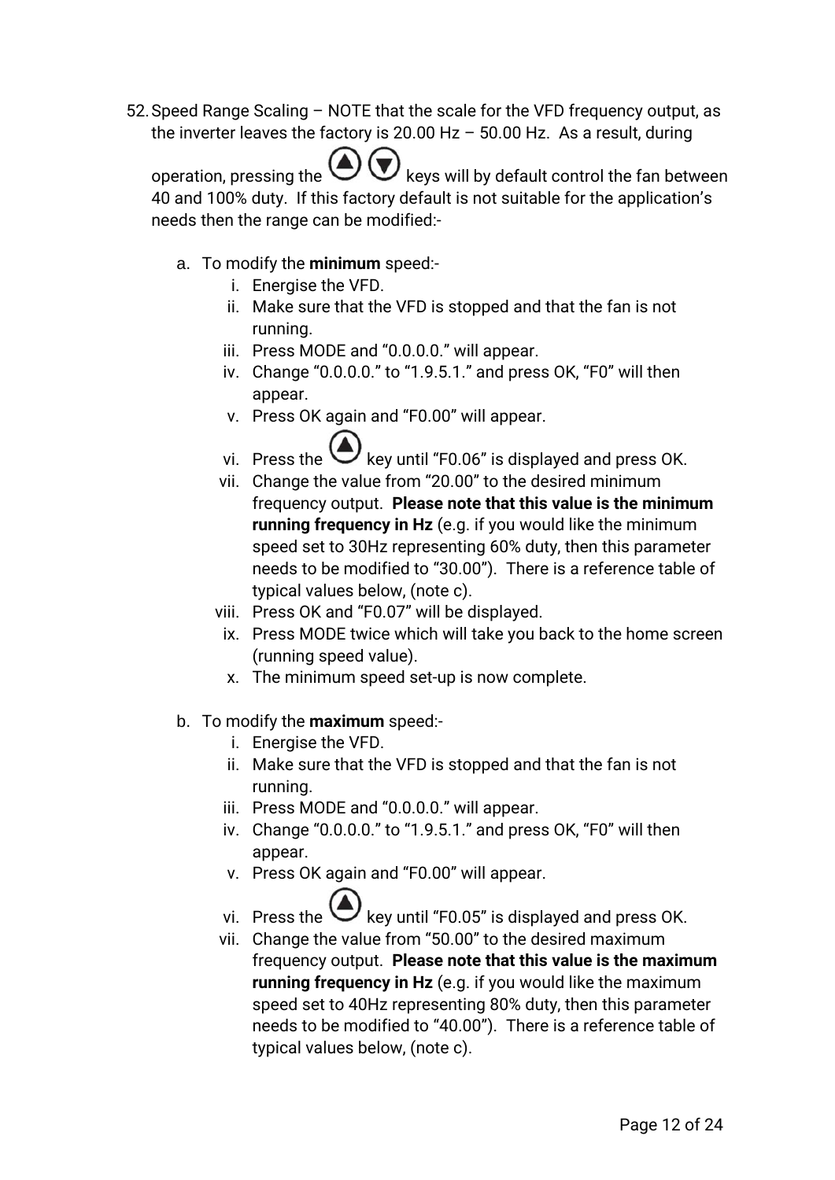52. Speed Range Scaling – NOTE that the scale for the VFD frequency output, as the inverter leaves the factory is 20.00 Hz – 50.00 Hz. As a result, during operation, pressing the ▲ ▼ keys will by default control the fan between 40 and 100% duty. If this factory default is not suitable for the application's needs then the range can be modified:-

    a. To modify the **minimum** speed:-
        i. Energise the VFD.
        ii. Make sure that the VFD is stopped and that the fan is not running.
        iii. Press MODE and "0.0.0.0." will appear.
        iv. Change "0.0.0.0." to "1.9.5.1." and press OK, "F0" will then appear.
        v. Press OK again and "F0.00" will appear.
        vi. Press the ▲ key until "F0.06" is displayed and press OK.
        vii. Change the value from "20.00" to the desired minimum frequency output. **Please note that this value is the minimum running frequency in Hz** (e.g. if you would like the minimum speed set to 30Hz representing 60% duty, then this parameter needs to be modified to "30.00"). There is a reference table of typical values below, (note c).
        viii. Press OK and "F0.07" will be displayed.
        ix. Press MODE twice which will take you back to the home screen (running speed value).
        x. The minimum speed set-up is now complete.

    b. To modify the **maximum** speed:-
        i. Energise the VFD.
        ii. Make sure that the VFD is stopped and that the fan is not running.
        iii. Press MODE and "0.0.0.0." will appear.
        iv. Change "0.0.0.0." to "1.9.5.1." and press OK, "F0" will then appear.
        v. Press OK again and "F0.00" will appear.
        vi. Press the ▲ key until "F0.05" is displayed and press OK.
        vii. Change the value from "50.00" to the desired maximum frequency output. **Please note that this value is the maximum running frequency in Hz** (e.g. if you would like the maximum speed set to 40Hz representing 80% duty, then this parameter needs to be modified to "40.00"). There is a reference table of typical values below, (note c).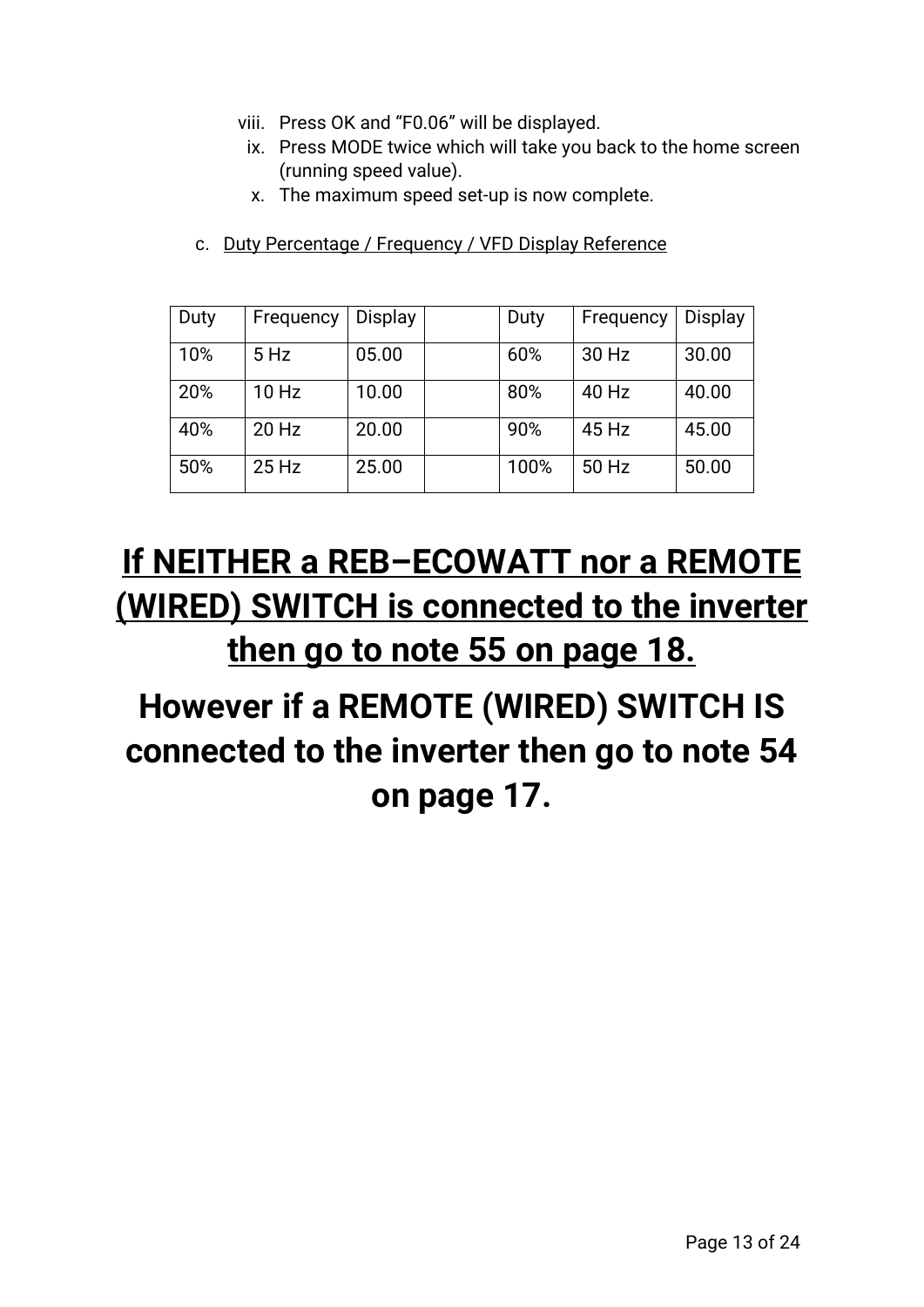viii. Press OK and "F0.06" will be displayed.
ix. Press MODE twice which will take you back to the home screen (running speed value).
x. The maximum speed set-up is now complete.

c. Duty Percentage / Frequency / VFD Display Reference

| Duty | Frequency | Display | | Duty | Frequency | Display |
|---|---|---|---|---|---|---|
| 10% | 5 Hz | 05.00 | | 60% | 30 Hz | 30.00 |
| 20% | 10 Hz | 10.00 | | 80% | 40 Hz | 40.00 |
| 40% | 20 Hz | 20.00 | | 90% | 45 Hz | 45.00 |
| 50% | 25 Hz | 25.00 | | 100% | 50 Hz | 50.00 |

## If NEITHER a REB–ECOWATT nor a REMOTE (WIRED) SWITCH is connected to the inverter then go to note 55 on page 18.

## However if a REMOTE (WIRED) SWITCH IS connected to the inverter then go to note 54 on page 17.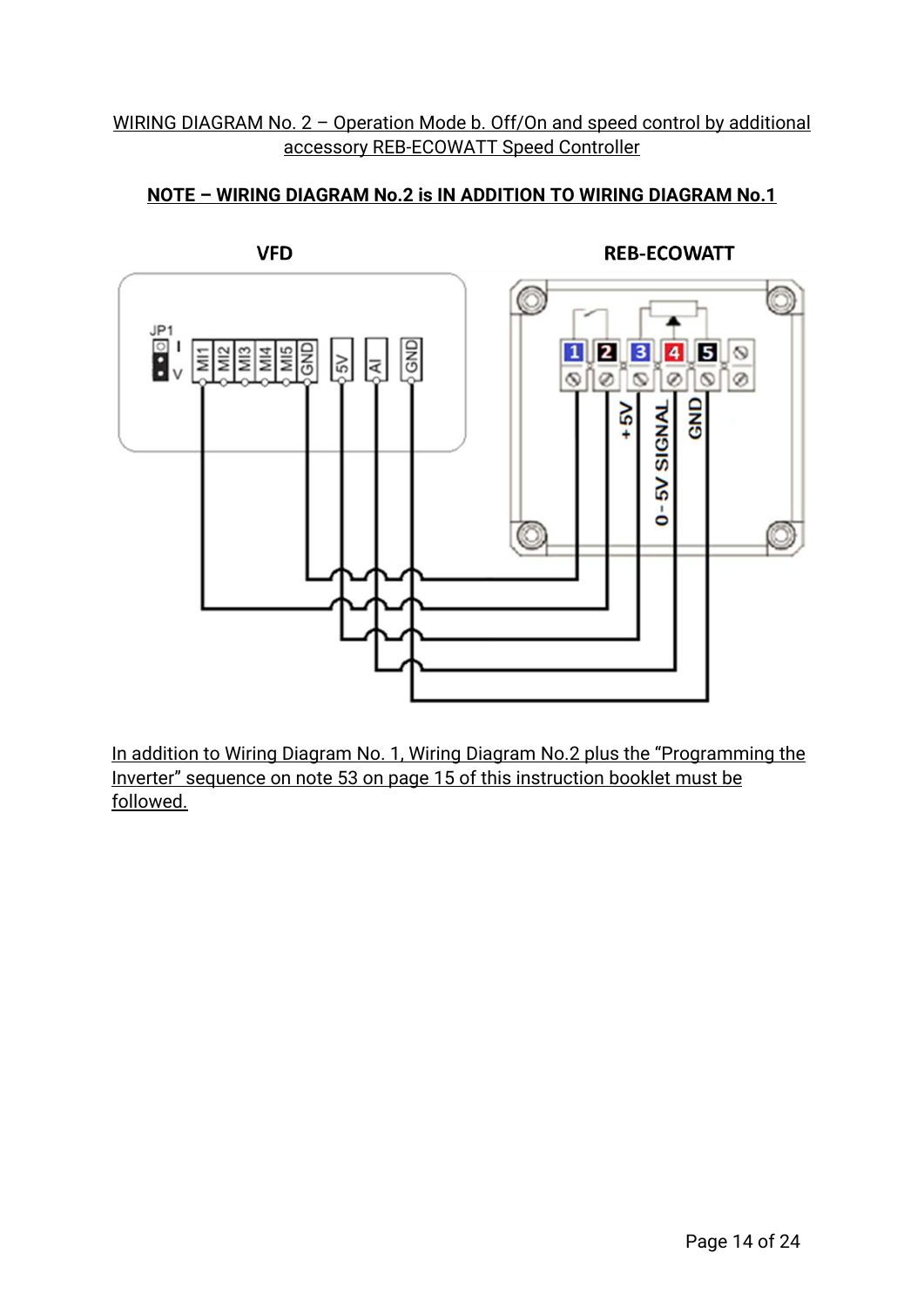WIRING DIAGRAM No. 2 – Operation Mode b. Off/On and speed control by additional accessory REB-ECOWATT Speed Controller

**NOTE – WIRING DIAGRAM No.2 is IN ADDITION TO WIRING DIAGRAM No.1**

In addition to Wiring Diagram No. 1, Wiring Diagram No.2 plus the "Programming the Inverter" sequence on note 53 on page 15 of this instruction booklet must be followed.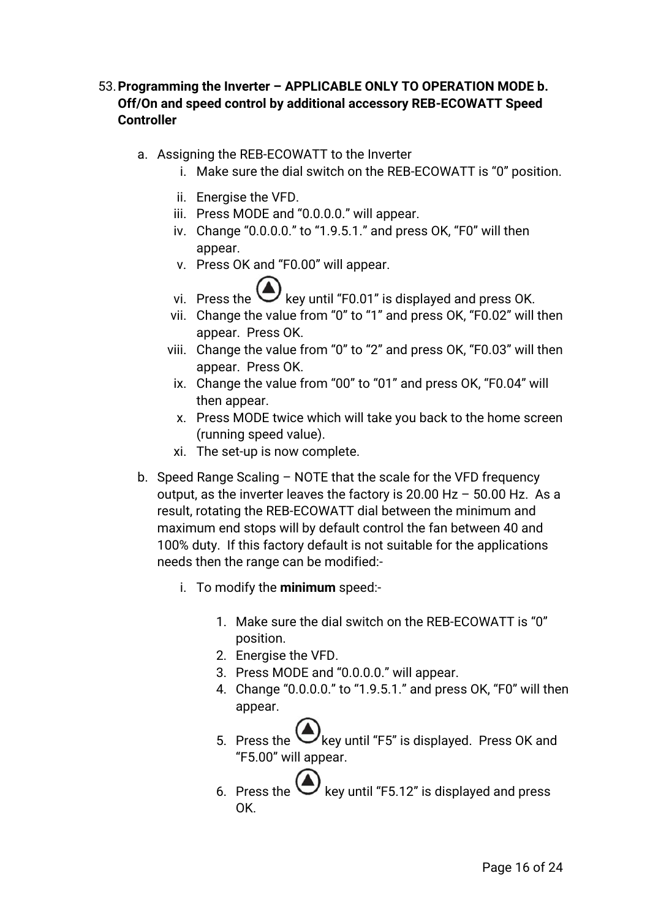53. **Programming the Inverter – APPLICABLE ONLY TO OPERATION MODE b. Off/On and speed control by additional accessory REB-ECOWATT Speed Controller**

    a. Assigning the REB-ECOWATT to the Inverter
        i. Make sure the dial switch on the REB-ECOWATT is "0" position.
        ii. Energise the VFD.
        iii. Press MODE and "0.0.0.0." will appear.
        iv. Change "0.0.0.0." to "1.9.5.1." and press OK, "F0" will then appear.
        v. Press OK and "F0.00" will appear.
        vi. Press the ▲ key until "F0.01" is displayed and press OK.
        vii. Change the value from "0" to "1" and press OK, "F0.02" will then appear. Press OK.
        viii. Change the value from "0" to "2" and press OK, "F0.03" will then appear. Press OK.
        ix. Change the value from "00" to "01" and press OK, "F0.04" will then appear.
        x. Press MODE twice which will take you back to the home screen (running speed value).
        xi. The set-up is now complete.

    b. Speed Range Scaling – NOTE that the scale for the VFD frequency output, as the inverter leaves the factory is 20.00 Hz – 50.00 Hz. As a result, rotating the REB-ECOWATT dial between the minimum and maximum end stops will by default control the fan between 40 and 100% duty. If this factory default is not suitable for the applications needs then the range can be modified:-

        i. To modify the **minimum** speed:-

            1. Make sure the dial switch on the REB-ECOWATT is "0" position.
            2. Energise the VFD.
            3. Press MODE and "0.0.0.0." will appear.
            4. Change "0.0.0.0." to "1.9.5.1." and press OK, "F0" will then appear.
            5. Press the ▲ key until "F5" is displayed. Press OK and "F5.00" will appear.
            6. Press the ▲ key until "F5.12" is displayed and press OK.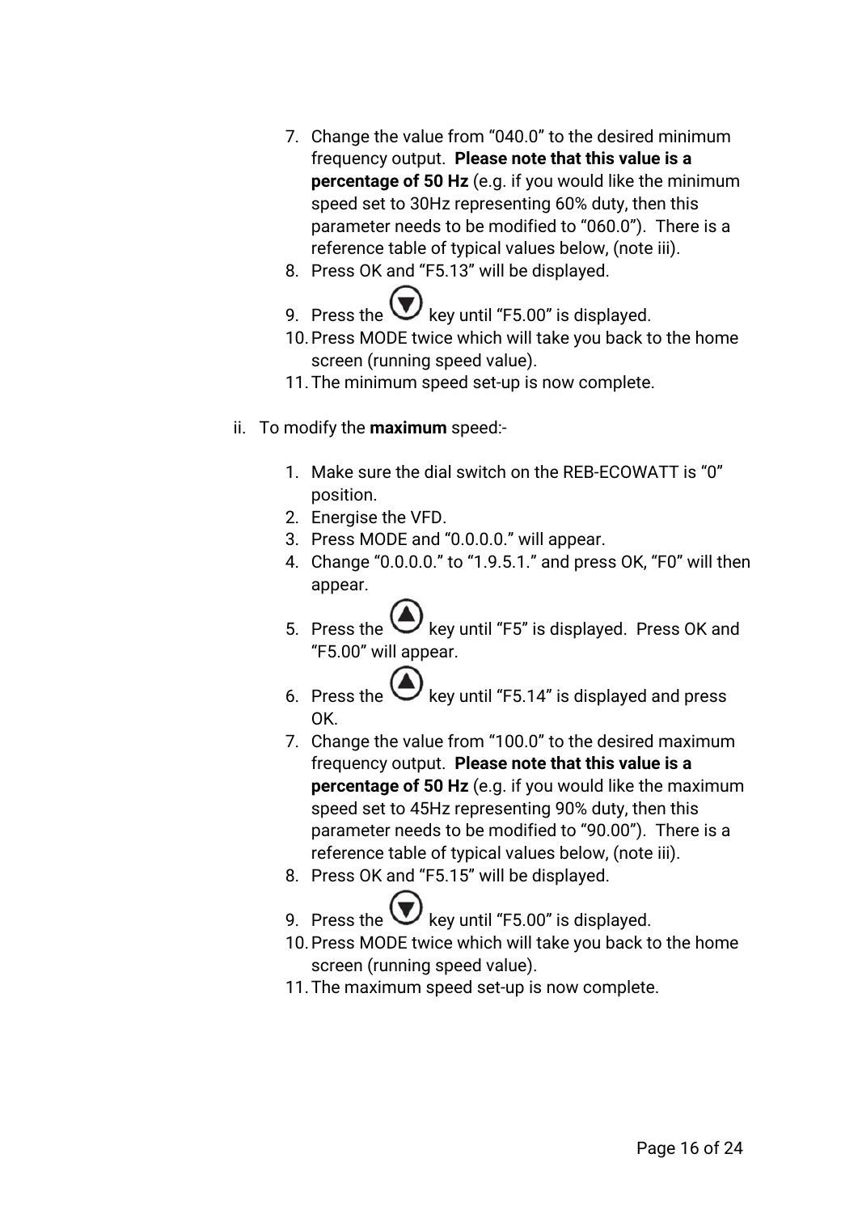7. Change the value from "040.0" to the desired minimum frequency output. **Please note that this value is a percentage of 50 Hz** (e.g. if you would like the minimum speed set to 30Hz representing 60% duty, then this parameter needs to be modified to "060.0"). There is a reference table of typical values below, (note iii).
8. Press OK and "F5.13" will be displayed.
9. Press the ▼ key until "F5.00" is displayed.
10. Press MODE twice which will take you back to the home screen (running speed value).
11. The minimum speed set-up is now complete.

ii. To modify the **maximum** speed:-

1. Make sure the dial switch on the REB-ECOWATT is "0" position.
2. Energise the VFD.
3. Press MODE and "0.0.0.0." will appear.
4. Change "0.0.0.0." to "1.9.5.1." and press OK, "F0" will then appear.
5. Press the ▲ key until "F5" is displayed. Press OK and "F5.00" will appear.
6. Press the ▲ key until "F5.14" is displayed and press OK.
7. Change the value from "100.0" to the desired maximum frequency output. **Please note that this value is a percentage of 50 Hz** (e.g. if you would like the maximum speed set to 45Hz representing 90% duty, then this parameter needs to be modified to "90.00"). There is a reference table of typical values below, (note iii).
8. Press OK and "F5.15" will be displayed.
9. Press the ▼ key until "F5.00" is displayed.
10. Press MODE twice which will take you back to the home screen (running speed value).
11. The maximum speed set-up is now complete.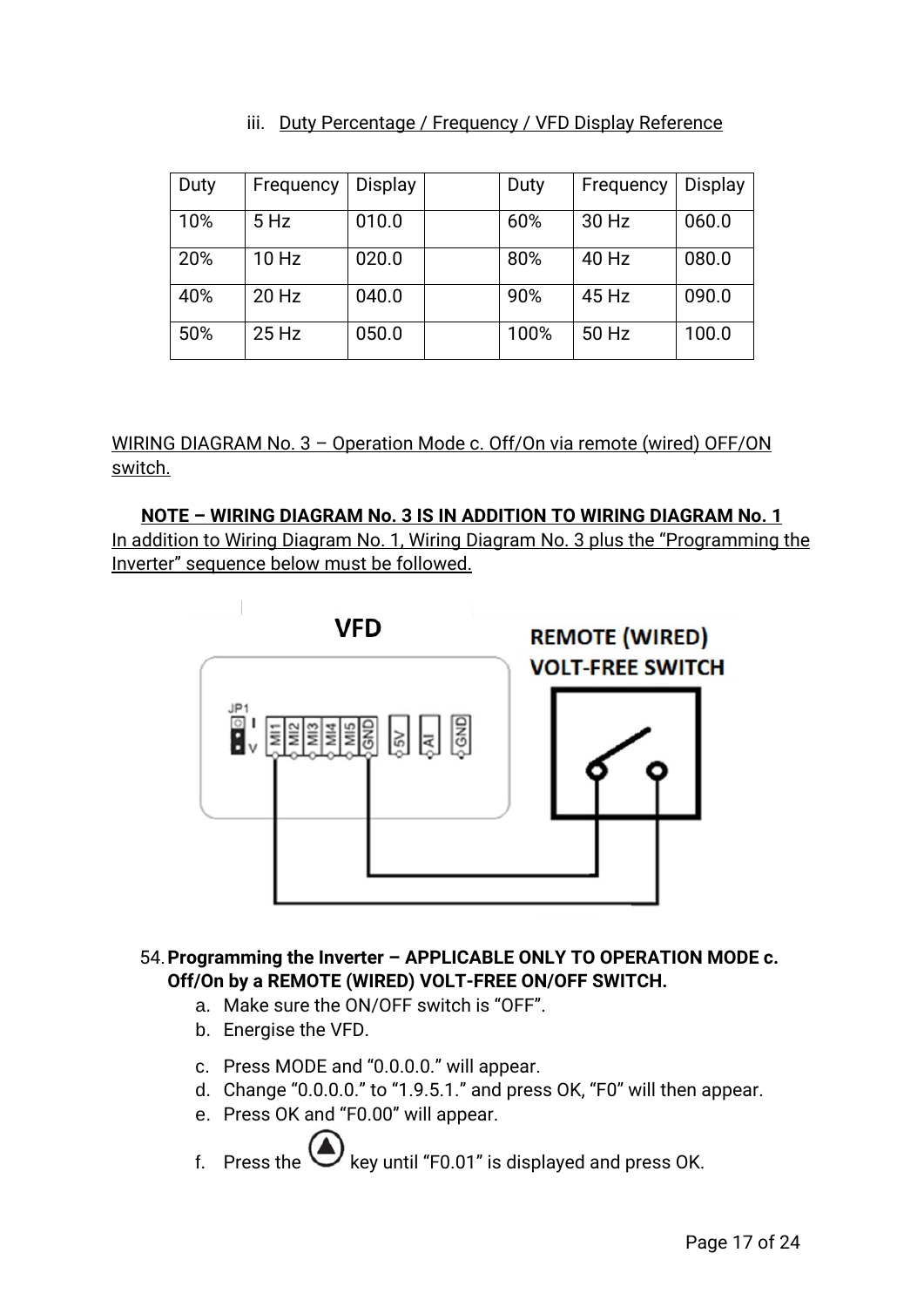iii. Duty Percentage / Frequency / VFD Display Reference

| Duty | Frequency | Display | | Duty | Frequency | Display |
|---|---|---|---|---|---|---|
| 10% | 5 Hz | 010.0 | | 60% | 30 Hz | 060.0 |
| 20% | 10 Hz | 020.0 | | 80% | 40 Hz | 080.0 |
| 40% | 20 Hz | 040.0 | | 90% | 45 Hz | 090.0 |
| 50% | 25 Hz | 050.0 | | 100% | 50 Hz | 100.0 |

WIRING DIAGRAM No. 3 – Operation Mode c. Off/On via remote (wired) OFF/ON switch.

**NOTE – WIRING DIAGRAM No. 3 IS IN ADDITION TO WIRING DIAGRAM No. 1**

In addition to Wiring Diagram No. 1, Wiring Diagram No. 3 plus the "Programming the Inverter" sequence below must be followed.

VFD

REMOTE (WIRED) VOLT-FREE SWITCH

JP1 I V MI1 MI2 MI3 MI4 MI5 GND 5V AI GND

54. **Programming the Inverter – APPLICABLE ONLY TO OPERATION MODE c. Off/On by a REMOTE (WIRED) VOLT-FREE ON/OFF SWITCH.**
    a. Make sure the ON/OFF switch is "OFF".
    b. Energise the VFD.
    c. Press MODE and "0.0.0.0." will appear.
    d. Change "0.0.0.0." to "1.9.5.1." and press OK, "F0" will then appear.
    e. Press OK and "F0.00" will appear.
    f. Press the ▲ key until "F0.01" is displayed and press OK.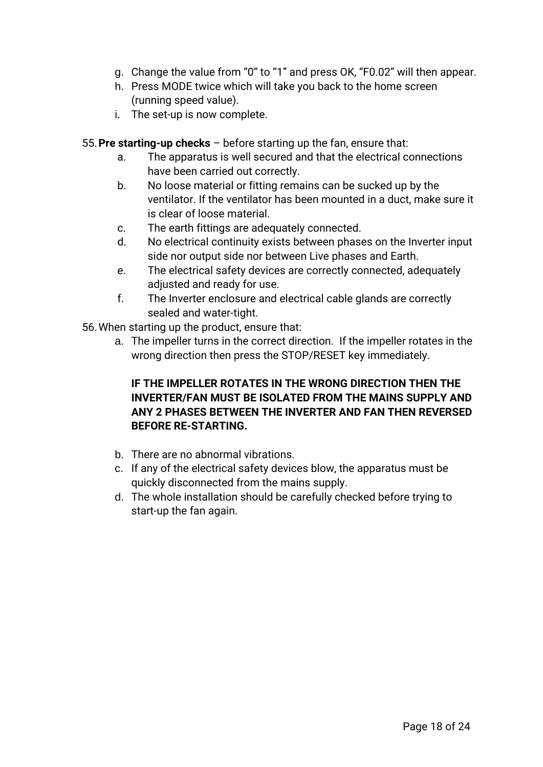g. Change the value from “0” to “1” and press OK, “F0.02” will then appear.
h. Press MODE twice which will take you back to the home screen (running speed value).
i. The set-up is now complete.

55. **Pre starting-up checks** – before starting up the fan, ensure that:
    a. The apparatus is well secured and that the electrical connections have been carried out correctly.
    b. No loose material or fitting remains can be sucked up by the ventilator. If the ventilator has been mounted in a duct, make sure it is clear of loose material.
    c. The earth fittings are adequately connected.
    d. No electrical continuity exists between phases on the Inverter input side nor output side nor between Live phases and Earth.
    e. The electrical safety devices are correctly connected, adequately adjusted and ready for use.
    f. The Inverter enclosure and electrical cable glands are correctly sealed and water-tight.
56. When starting up the product, ensure that:
    a. The impeller turns in the correct direction. If the impeller rotates in the wrong direction then press the STOP/RESET key immediately.

       **IF THE IMPELLER ROTATES IN THE WRONG DIRECTION THEN THE INVERTER/FAN MUST BE ISOLATED FROM THE MAINS SUPPLY AND ANY 2 PHASES BETWEEN THE INVERTER AND FAN THEN REVERSED BEFORE RE-STARTING.**

    b. There are no abnormal vibrations.
    c. If any of the electrical safety devices blow, the apparatus must be quickly disconnected from the mains supply.
    d. The whole installation should be carefully checked before trying to start-up the fan again.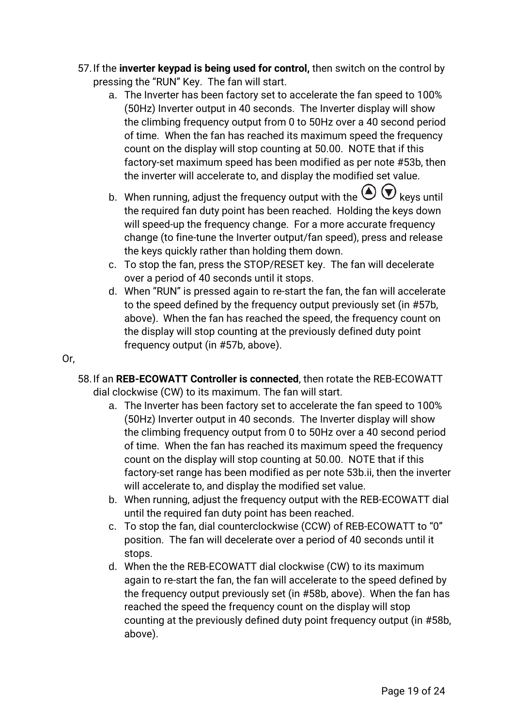57. If the **inverter keypad is being used for control,** then switch on the control by pressing the "RUN" Key. The fan will start.
    a. The Inverter has been factory set to accelerate the fan speed to 100% (50Hz) Inverter output in 40 seconds. The Inverter display will show the climbing frequency output from 0 to 50Hz over a 40 second period of time. When the fan has reached its maximum speed the frequency count on the display will stop counting at 50.00. NOTE that if this factory-set maximum speed has been modified as per note #53b, then the inverter will accelerate to, and display the modified set value.
    b. When running, adjust the frequency output with the ▲ ▼ keys until the required fan duty point has been reached. Holding the keys down will speed-up the frequency change. For a more accurate frequency change (to fine-tune the Inverter output/fan speed), press and release the keys quickly rather than holding them down.
    c. To stop the fan, press the STOP/RESET key. The fan will decelerate over a period of 40 seconds until it stops.
    d. When "RUN" is pressed again to re-start the fan, the fan will accelerate to the speed defined by the frequency output previously set (in #57b, above). When the fan has reached the speed, the frequency count on the display will stop counting at the previously defined duty point frequency output (in #57b, above).

Or,

58. If an **REB-ECOWATT Controller is connected**, then rotate the REB-ECOWATT dial clockwise (CW) to its maximum. The fan will start.
    a. The Inverter has been factory set to accelerate the fan speed to 100% (50Hz) Inverter output in 40 seconds. The Inverter display will show the climbing frequency output from 0 to 50Hz over a 40 second period of time. When the fan has reached its maximum speed the frequency count on the display will stop counting at 50.00. NOTE that if this factory-set range has been modified as per note 53b.ii, then the inverter will accelerate to, and display the modified set value.
    b. When running, adjust the frequency output with the REB-ECOWATT dial until the required fan duty point has been reached.
    c. To stop the fan, dial counterclockwise (CCW) of REB-ECOWATT to "0" position. The fan will decelerate over a period of 40 seconds until it stops.
    d. When the the REB-ECOWATT dial clockwise (CW) to its maximum again to re-start the fan, the fan will accelerate to the speed defined by the frequency output previously set (in #58b, above). When the fan has reached the speed the frequency count on the display will stop counting at the previously defined duty point frequency output (in #58b, above).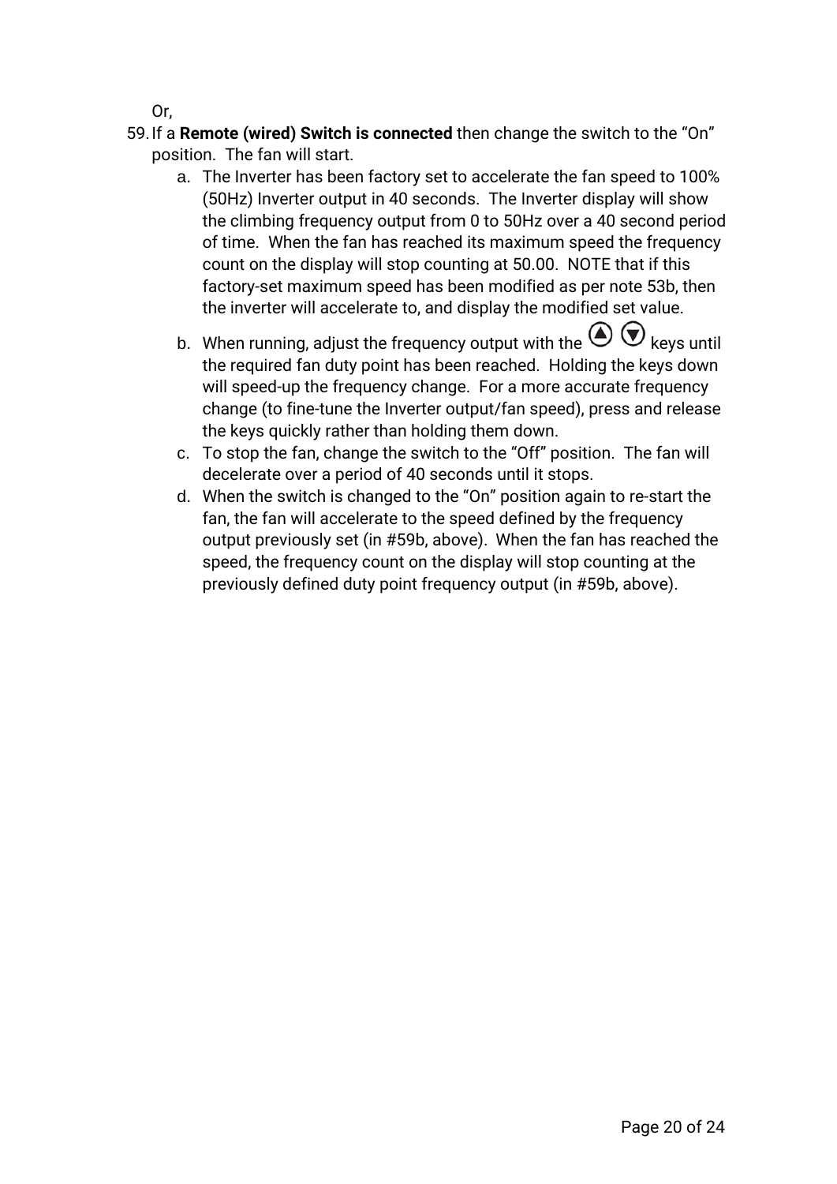Or,

59. If a **Remote (wired) Switch is connected** then change the switch to the "On" position. The fan will start.
    a. The Inverter has been factory set to accelerate the fan speed to 100% (50Hz) Inverter output in 40 seconds. The Inverter display will show the climbing frequency output from 0 to 50Hz over a 40 second period of time. When the fan has reached its maximum speed the frequency count on the display will stop counting at 50.00. NOTE that if this factory-set maximum speed has been modified as per note 53b, then the inverter will accelerate to, and display the modified set value.
    b. When running, adjust the frequency output with the ▲ ▼ keys until the required fan duty point has been reached. Holding the keys down will speed-up the frequency change. For a more accurate frequency change (to fine-tune the Inverter output/fan speed), press and release the keys quickly rather than holding them down.
    c. To stop the fan, change the switch to the "Off" position. The fan will decelerate over a period of 40 seconds until it stops.
    d. When the switch is changed to the "On" position again to re-start the fan, the fan will accelerate to the speed defined by the frequency output previously set (in #59b, above). When the fan has reached the speed, the frequency count on the display will stop counting at the previously defined duty point frequency output (in #59b, above).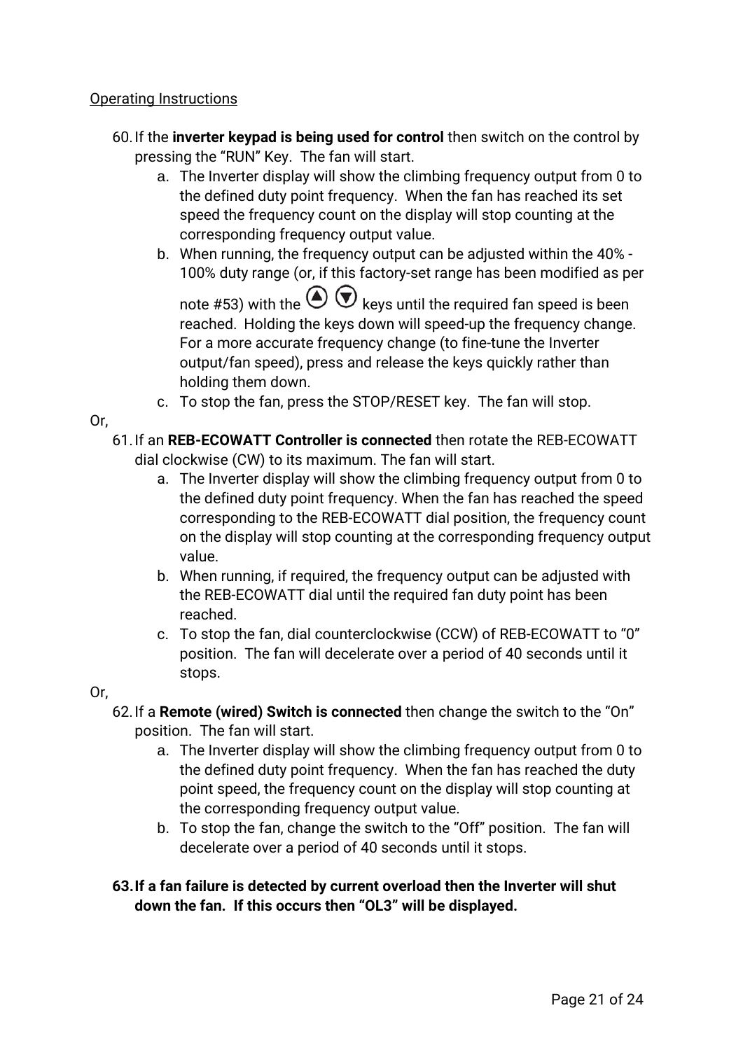Operating Instructions

60. If the **inverter keypad is being used for control** then switch on the control by pressing the “RUN” Key. The fan will start.
    a. The Inverter display will show the climbing frequency output from 0 to the defined duty point frequency. When the fan has reached its set speed the frequency count on the display will stop counting at the corresponding frequency output value.
    b. When running, the frequency output can be adjusted within the 40% - 100% duty range (or, if this factory-set range has been modified as per note #53) with the ▲ ▼ keys until the required fan speed is been reached. Holding the keys down will speed-up the frequency change. For a more accurate frequency change (to fine-tune the Inverter output/fan speed), press and release the keys quickly rather than holding them down.
    c. To stop the fan, press the STOP/RESET key. The fan will stop.

Or,

61. If an **REB-ECOWATT Controller is connected** then rotate the REB-ECOWATT dial clockwise (CW) to its maximum. The fan will start.
    a. The Inverter display will show the climbing frequency output from 0 to the defined duty point frequency. When the fan has reached the speed corresponding to the REB-ECOWATT dial position, the frequency count on the display will stop counting at the corresponding frequency output value.
    b. When running, if required, the frequency output can be adjusted with the REB-ECOWATT dial until the required fan duty point has been reached.
    c. To stop the fan, dial counterclockwise (CCW) of REB-ECOWATT to “0” position. The fan will decelerate over a period of 40 seconds until it stops.

Or,

62. If a **Remote (wired) Switch is connected** then change the switch to the “On” position. The fan will start.
    a. The Inverter display will show the climbing frequency output from 0 to the defined duty point frequency. When the fan has reached the duty point speed, the frequency count on the display will stop counting at the corresponding frequency output value.
    b. To stop the fan, change the switch to the “Off” position. The fan will decelerate over a period of 40 seconds until it stops.

63. **If a fan failure is detected by current overload then the Inverter will shut down the fan. If this occurs then “OL3” will be displayed.**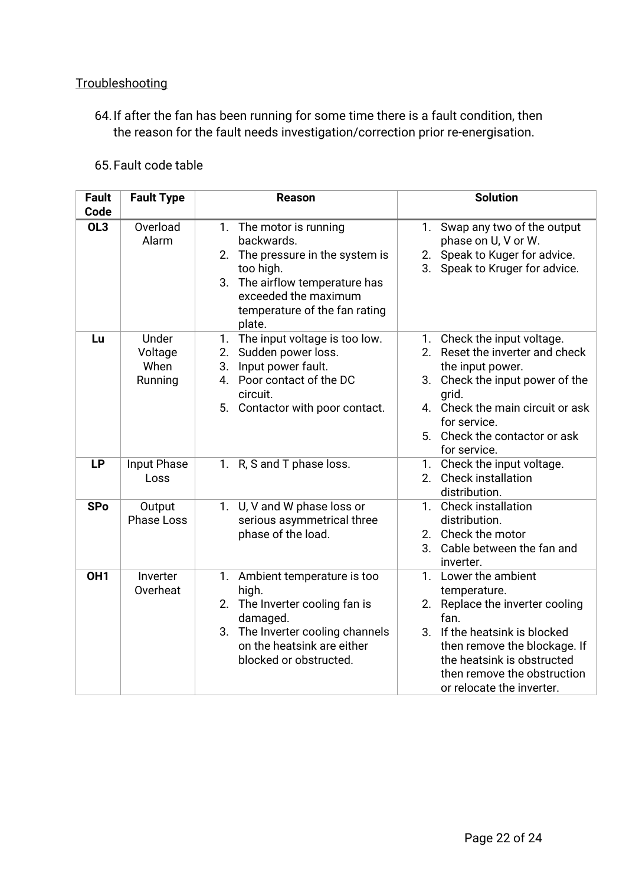## Troubleshooting

64. If after the fan has been running for some time there is a fault condition, then the reason for the fault needs investigation/correction prior re-energisation.

65. Fault code table

| Fault Code | Fault Type | Reason | Solution |
|---|---|---|---|
| **OL3** | Overload Alarm | 1. The motor is running backwards.<br>2. The pressure in the system is too high.<br>3. The airflow temperature has exceeded the maximum temperature of the fan rating plate. | 1. Swap any two of the output phase on U, V or W.<br>2. Speak to Kuger for advice.<br>3. Speak to Kruger for advice. |
| **Lu** | Under Voltage When Running | 1. The input voltage is too low.<br>2. Sudden power loss.<br>3. Input power fault.<br>4. Poor contact of the DC circuit.<br>5. Contactor with poor contact. | 1. Check the input voltage.<br>2. Reset the inverter and check the input power.<br>3. Check the input power of the grid.<br>4. Check the main circuit or ask for service.<br>5. Check the contactor or ask for service. |
| **LP** | Input Phase Loss | 1. R, S and T phase loss. | 1. Check the input voltage.<br>2. Check installation distribution. |
| **SPo** | Output Phase Loss | 1. U, V and W phase loss or serious asymmetrical three phase of the load. | 1. Check installation distribution.<br>2. Check the motor<br>3. Cable between the fan and inverter. |
| **OH1** | Inverter Overheat | 1. Ambient temperature is too high.<br>2. The Inverter cooling fan is damaged.<br>3. The Inverter cooling channels on the heatsink are either blocked or obstructed. | 1. Lower the ambient temperature.<br>2. Replace the inverter cooling fan.<br>3. If the heatsink is blocked then remove the blockage. If the heatsink is obstructed then remove the obstruction or relocate the inverter. |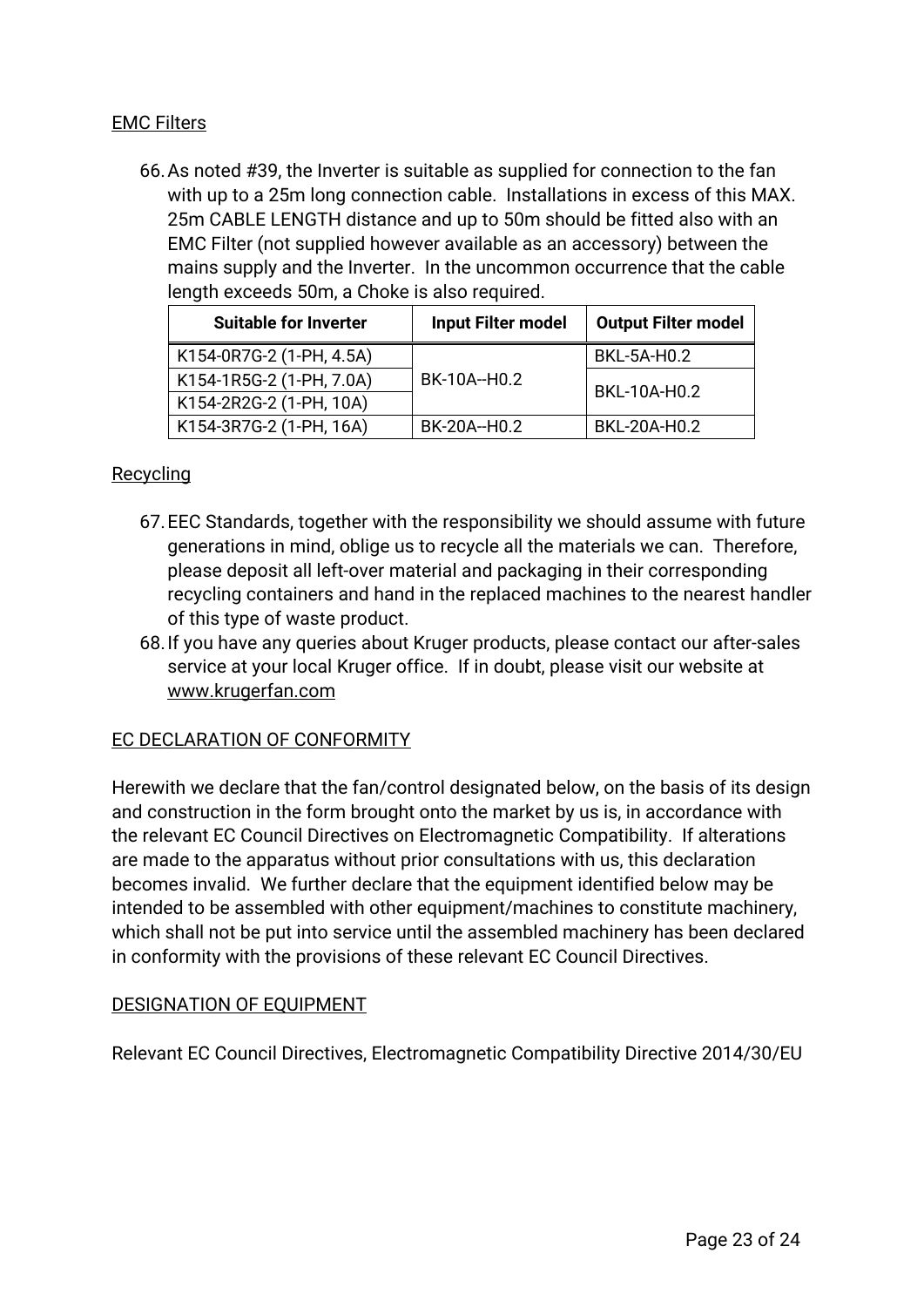## EMC Filters

66. As noted #39, the Inverter is suitable as supplied for connection to the fan with up to a 25m long connection cable. Installations in excess of this MAX. 25m CABLE LENGTH distance and up to 50m should be fitted also with an EMC Filter (not supplied however available as an accessory) between the mains supply and the Inverter. In the uncommon occurrence that the cable length exceeds 50m, a Choke is also required.

| Suitable for Inverter | Input Filter model | Output Filter model |
|---|---|---|
| K154-0R7G-2 (1-PH, 4.5A) | BK-10A--H0.2 | BKL-5A-H0.2 |
| K154-1R5G-2 (1-PH, 7.0A) | | BKL-10A-H0.2 |
| K154-2R2G-2 (1-PH, 10A) | | |
| K154-3R7G-2 (1-PH, 16A) | BK-20A--H0.2 | BKL-20A-H0.2 |

## Recycling

67. EEC Standards, together with the responsibility we should assume with future generations in mind, oblige us to recycle all the materials we can. Therefore, please deposit all left-over material and packaging in their corresponding recycling containers and hand in the replaced machines to the nearest handler of this type of waste product.
68. If you have any queries about Kruger products, please contact our after-sales service at your local Kruger office. If in doubt, please visit our website at www.krugerfan.com

## EC DECLARATION OF CONFORMITY

Herewith we declare that the fan/control designated below, on the basis of its design and construction in the form brought onto the market by us is, in accordance with the relevant EC Council Directives on Electromagnetic Compatibility. If alterations are made to the apparatus without prior consultations with us, this declaration becomes invalid. We further declare that the equipment identified below may be intended to be assembled with other equipment/machines to constitute machinery, which shall not be put into service until the assembled machinery has been declared in conformity with the provisions of these relevant EC Council Directives.

## DESIGNATION OF EQUIPMENT

Relevant EC Council Directives, Electromagnetic Compatibility Directive 2014/30/EU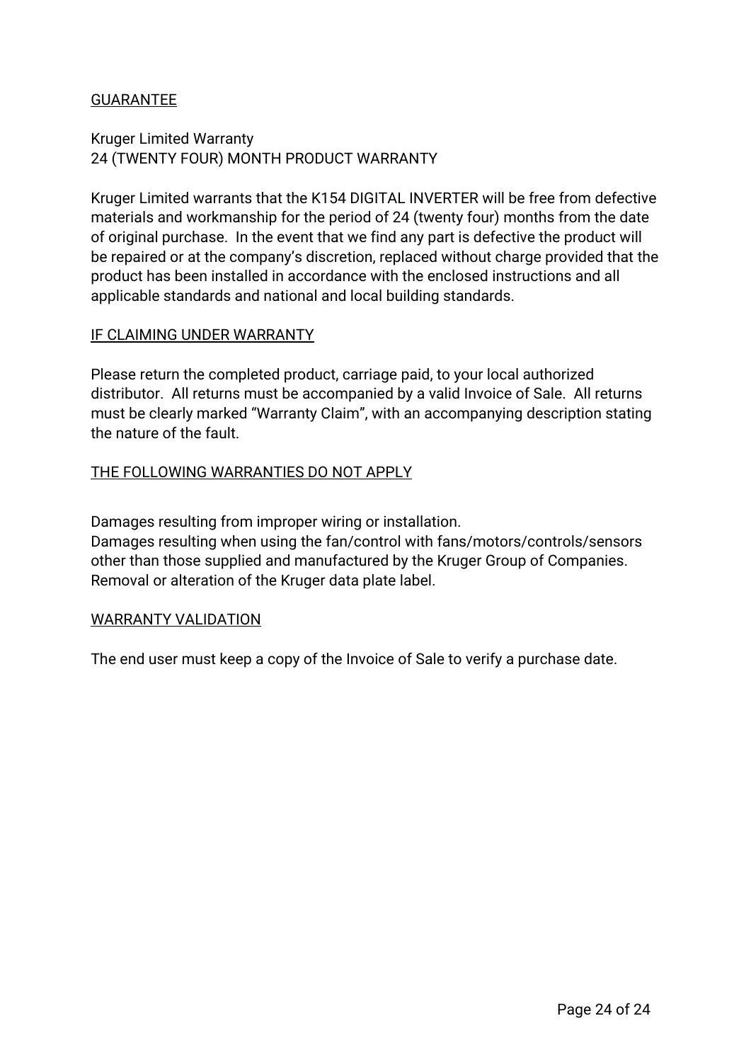## GUARANTEE

Kruger Limited Warranty
24 (TWENTY FOUR) MONTH PRODUCT WARRANTY

Kruger Limited warrants that the K154 DIGITAL INVERTER will be free from defective materials and workmanship for the period of 24 (twenty four) months from the date of original purchase. In the event that we find any part is defective the product will be repaired or at the company's discretion, replaced without charge provided that the product has been installed in accordance with the enclosed instructions and all applicable standards and national and local building standards.

## IF CLAIMING UNDER WARRANTY

Please return the completed product, carriage paid, to your local authorized distributor. All returns must be accompanied by a valid Invoice of Sale. All returns must be clearly marked "Warranty Claim", with an accompanying description stating the nature of the fault.

## THE FOLLOWING WARRANTIES DO NOT APPLY

Damages resulting from improper wiring or installation.
Damages resulting when using the fan/control with fans/motors/controls/sensors other than those supplied and manufactured by the Kruger Group of Companies.
Removal or alteration of the Kruger data plate label.

## WARRANTY VALIDATION

The end user must keep a copy of the Invoice of Sale to verify a purchase date.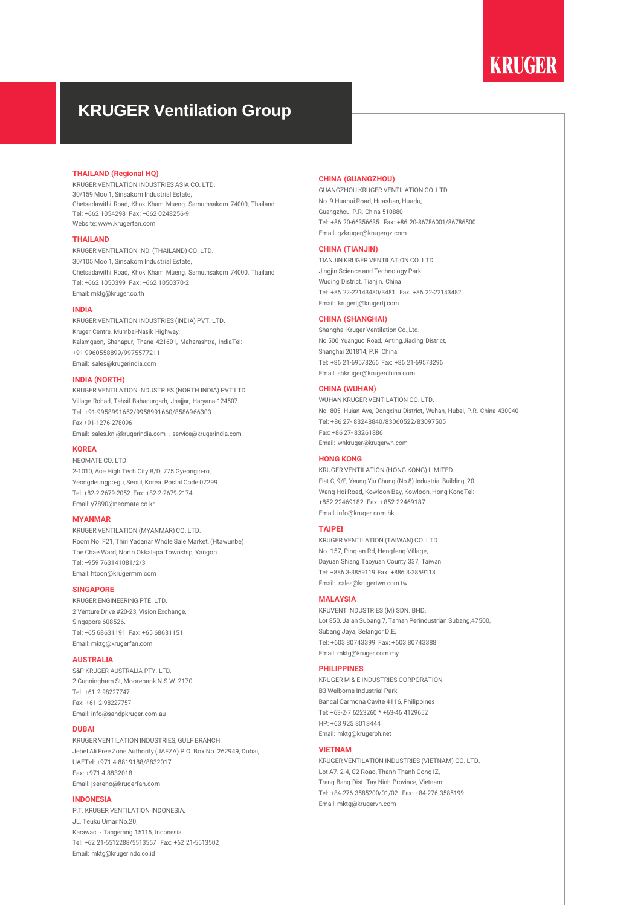KRUGER

# KRUGER Ventilation Group

### THAILAND (Regional HQ)

KRUGER VENTILATION INDUSTRIES ASIA CO. LTD.
30/159 Moo 1, Sinsakorn Industrial Estate,
Chetsadawithi Road, Khok Kham Mueng, Samuthsakorn 74000, Thailand
Tel: +662 1054298 Fax: +662 0248256-9
Website: www.krugerfan.com

### THAILAND

KRUGER VENTILATION IND. (THAILAND) CO. LTD.
30/105 Moo 1, Sinsakorn Industrial Estate,
Chetsadawithi Road, Khok Kham Mueng, Samuthsakorn 74000, Thailand
Tel: +662 1050399 Fax: +662 1050370-2
Email: mktg@kruger.co.th

### INDIA

KRUGER VENTILATION INDUSTRIES (INDIA) PVT. LTD.
Kruger Centre, Mumbai-Nasik Highway,
Kalamgaon, Shahapur, Thane 421601, Maharashtra, IndiaTel:
+91 9960558899/9975577211
Email: sales@krugerindia.com

### INDIA (NORTH)

KRUGER VENTILATION INDUSTRIES (NORTH INDIA) PVT LTD
Village Rohad, Tehsil Bahadurgarh, Jhajjar, Haryana-124507
Tel. +91-9958991652/9958991660/8586966303
Fax +91-1276-278096
Email: sales.kni@krugerindia.com , service@krugerindia.com

### KOREA

NEOMATE CO. LTD.
2-1010, Ace High Tech City B/D, 775 Gyeongin-ro,
Yeongdeungpo-gu, Seoul, Korea. Postal Code 07299
Tel: +82-2-2679-2052 Fax: +82-2-2679-2174
Email: y7890@neomate.co.kr

### MYANMAR

KRUGER VENTILATION (MYANMAR) CO. LTD.
Room No. F21, Thiri Yadanar Whole Sale Market, (Htawunbe)
Toe Chae Ward, North Okkalapa Township, Yangon.
Tel: +959 763141081/2/3
Email: htoon@krugermm.com

### SINGAPORE

KRUGER ENGINEERING PTE. LTD.
2 Venture Drive #20-23, Vision Exchange,
Singapore 608526.
Tel: +65 68631191 Fax: +65 68631151
Email: mktg@krugerfan.com

### AUSTRALIA

S&P KRUGER AUSTRALIA PTY. LTD.
2 Cunningham St, Moorebank N.S.W. 2170
Tel: +61 2-98227747
Fax: +61 2-98227757
Email: info@sandpkruger.com.au

### DUBAI

KRUGER VENTILATION INDUSTRIES, GULF BRANCH.
Jebel Ali Free Zone Authority (JAFZA) P.O. Box No. 262949, Dubai,
UAETel: +971 4 8819188/8832017
Fax: +971 4 8832018
Email: jsereno@krugerfan.com

### INDONESIA

P.T. KRUGER VENTILATION INDONESIA.
JL. Teuku Umar No.20,
Karawaci - Tangerang 15115, Indonesia
Tel: +62 21-5512288/5513557 Fax: +62 21-5513502
Email: mktg@krugerindo.co.id

### CHINA (GUANGZHOU)

GUANGZHOU KRUGER VENTILATION CO. LTD.
No. 9 Huahui Road, Huashan, Huadu,
Guangzhou, P.R. China 510880
Tel: +86 20-66356635 Fax: +86 20-86786001/86786500
Email: gzkruger@krugergz.com

### CHINA (TIANJIN)

TIANJIN KRUGER VENTILATION CO. LTD.
Jingjin Science and Technology Park
Wuqing District, Tianjin, China
Tel: +86 22-22143480/3481 Fax: +86 22-22143482
Email: krugertj@krugertj.com

### CHINA (SHANGHAI)

Shanghai Kruger Ventilation Co.,Ltd.
No.500 Yuanguo Road, Anting,Jiading District,
Shanghai 201814, P.R. China
Tel: +86 21-69573266 Fax: +86 21-69573296
Email: shkruger@krugerchina.com

### CHINA (WUHAN)

WUHAN KRUGER VENTILATION CO. LTD.
No. 805, Huian Ave, Dongxihu District, Wuhan, Hubei, P.R. China 430040
Tel: +86 27- 83248840/83060522/83097505
Fax: +86 27- 83261886
Email: whkruger@krugerwh.com

### HONG KONG

KRUGER VENTILATION (HONG KONG) LIMITED.
Flat C, 9/F, Yeung Yiu Chung (No.8) Industrial Building, 20
Wang Hoi Road, Kowloon Bay, Kowloon, Hong KongTel:
+852 22469182 Fax: +852 22469187
Email: info@kruger.com.hk

### TAIPEI

KRUGER VENTILATION (TAIWAN) CO. LTD.
No. 157, Ping-an Rd, Hengfeng Village,
Dayuan Shiang Taoyuan County 337, Taiwan
Tel: +886 3-3859119 Fax: +886 3-3859118
Email: sales@krugertwn.com.tw

### MALAYSIA

KRUVENT INDUSTRIES (M) SDN. BHD.
Lot 850, Jalan Subang 7, Taman Perindustrian Subang,47500,
Subang Jaya, Selangor D.E.
Tel: +603 80743399 Fax: +603 80743388
Email: mktg@kruger.com.my

### PHILIPPINES

KRUGER M & E INDUSTRIES CORPORATION
B3 Welborne Industrial Park
Bancal Carmona Cavite 4116, Philippines
Tel: +63-2-7 6223260 * +63-46 4129652
HP: +63 925 8018444
Email: mktg@krugerph.net

### VIETNAM

KRUGER VENTILATION INDUSTRIES (VIETNAM) CO. LTD.
Lot A7. 2-4, C2 Road, Thanh Thanh Cong IZ,
Trang Bang Dist. Tay Ninh Province, Vietnam
Tel: +84-276 3585200/01/02 Fax: +84-276 3585199
Email: mktg@krugervn.com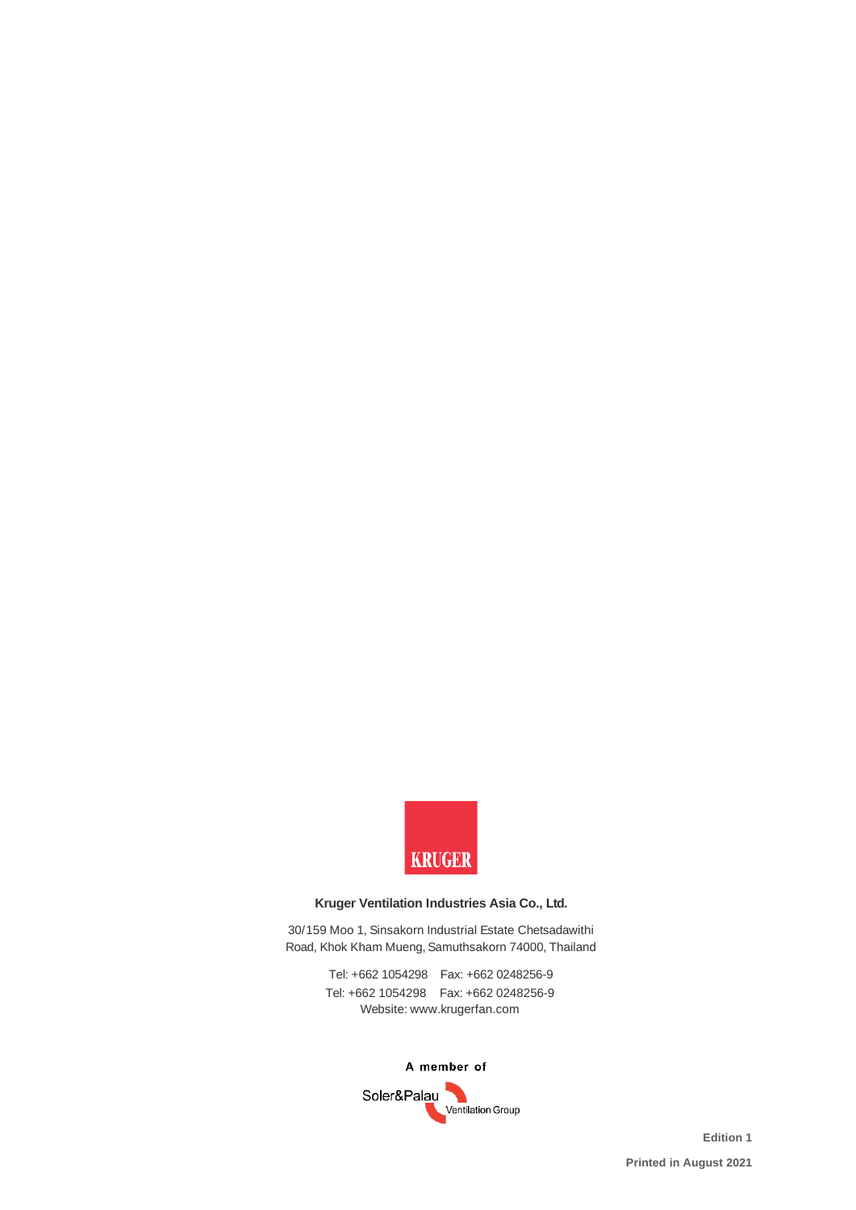KRUGER

**Kruger Ventilation Industries Asia Co., Ltd.**

30/159 Moo 1, Sinsakorn Industrial Estate Chetsadawithi Road, Khok Kham Mueng, Samuthsakorn 74000, Thailand

Tel: +662 1054298 Fax: +662 0248256-9
Tel: +662 1054298 Fax: +662 0248256-9
Website: www.krugerfan.com

A member of
Soler&Palau Ventilation Group

**Edition 1**

**Printed in August 2021**